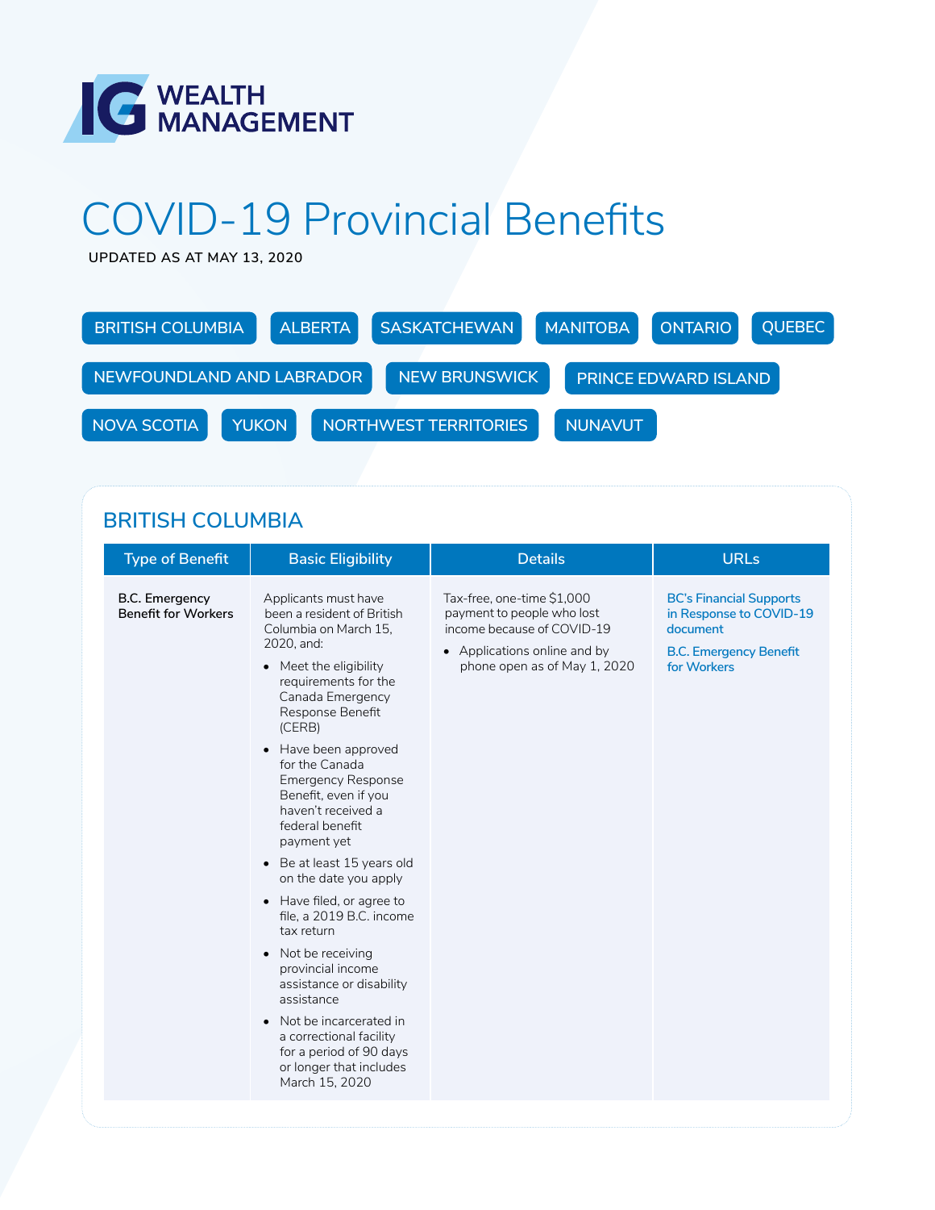# COVID-19 Provincial Benefits

UPDATED AS AT MAY 13, 2020

BRITISH COLUMBIA | ALBERTA | SASKATCHEWAN | MANITOBA | ONTARIO | QUEBEC | NEWFOUNDLAND AND LABRADOR | NEW BRUNSWICK | PRINCE EDWARD ISLAND | NOVA SCOTIA | YUKON | NORTHWEST TERRITORIES | NUNAVUT

## BRITISH COLUMBIA

| Type of Benefit | Basic Eligibility | Details | URLs |
| --- | --- | --- | --- |
| **B.C. Emergency Benefit for Workers** | Applicants must have been a resident of British Columbia on March 15, 2020, and:<br>• Meet the eligibility requirements for the Canada Emergency Response Benefit (CERB)<br>• Have been approved for the Canada Emergency Response Benefit, even if you haven't received a federal benefit payment yet<br>• Be at least 15 years old on the date you apply<br>• Have filed, or agree to file, a 2019 B.C. income tax return<br>• Not be receiving provincial income assistance or disability assistance<br>• Not be incarcerated in a correctional facility for a period of 90 days or longer that includes March 15, 2020 | Tax-free, one-time $1,000 payment to people who lost income because of COVID-19<br>• Applications online and by phone open as of May 1, 2020 | BC's Financial Supports in Response to COVID-19 document<br><br>B.C. Emergency Benefit for Workers |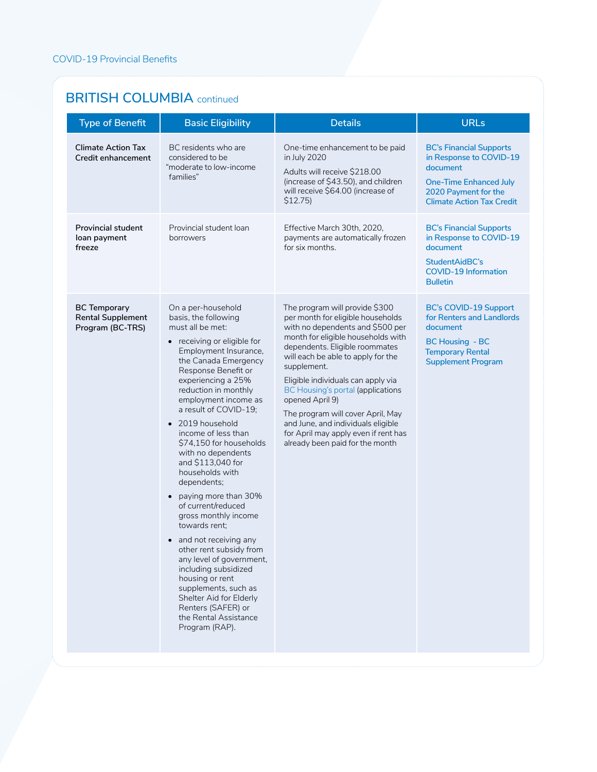## BRITISH COLUMBIA continued

| Type of Benefit | Basic Eligibility | Details | URLs |
|---|---|---|---|
| **Climate Action Tax Credit enhancement** | BC residents who are considered to be "moderate to low-income families" | One-time enhancement to be paid in July 2020<br><br>Adults will receive $218.00 (increase of $43.50), and children will receive $64.00 (increase of $12.75) | **BC's Financial Supports in Response to COVID-19 document**<br><br>**One-Time Enhanced July 2020 Payment for the Climate Action Tax Credit** |
| **Provincial student loan payment freeze** | Provincial student loan borrowers | Effective March 30th, 2020, payments are automatically frozen for six months. | **BC's Financial Supports in Response to COVID-19 document**<br><br>**StudentAidBC's COVID-19 Information Bulletin** |
| **BC Temporary Rental Supplement Program (BC-TRS)** | On a per-household basis, the following must all be met:<br>• receiving or eligible for Employment Insurance, the Canada Emergency Response Benefit or experiencing a 25% reduction in monthly employment income as a result of COVID-19;<br>• 2019 household income of less than $74,150 for households with no dependents and $113,040 for households with dependents;<br>• paying more than 30% of current/reduced gross monthly income towards rent;<br>• and not receiving any other rent subsidy from any level of government, including subsidized housing or rent supplements, such as Shelter Aid for Elderly Renters (SAFER) or the Rental Assistance Program (RAP). | The program will provide $300 per month for eligible households with no dependents and $500 per month for eligible households with dependents. Eligible roommates will each be able to apply for the supplement.<br><br>Eligible individuals can apply via BC Housing's portal (applications opened April 9)<br><br>The program will cover April, May and June, and individuals eligible for April may apply even if rent has already been paid for the month | **BC's COVID-19 Support for Renters and Landlords document**<br><br>**BC Housing - BC Temporary Rental Supplement Program** |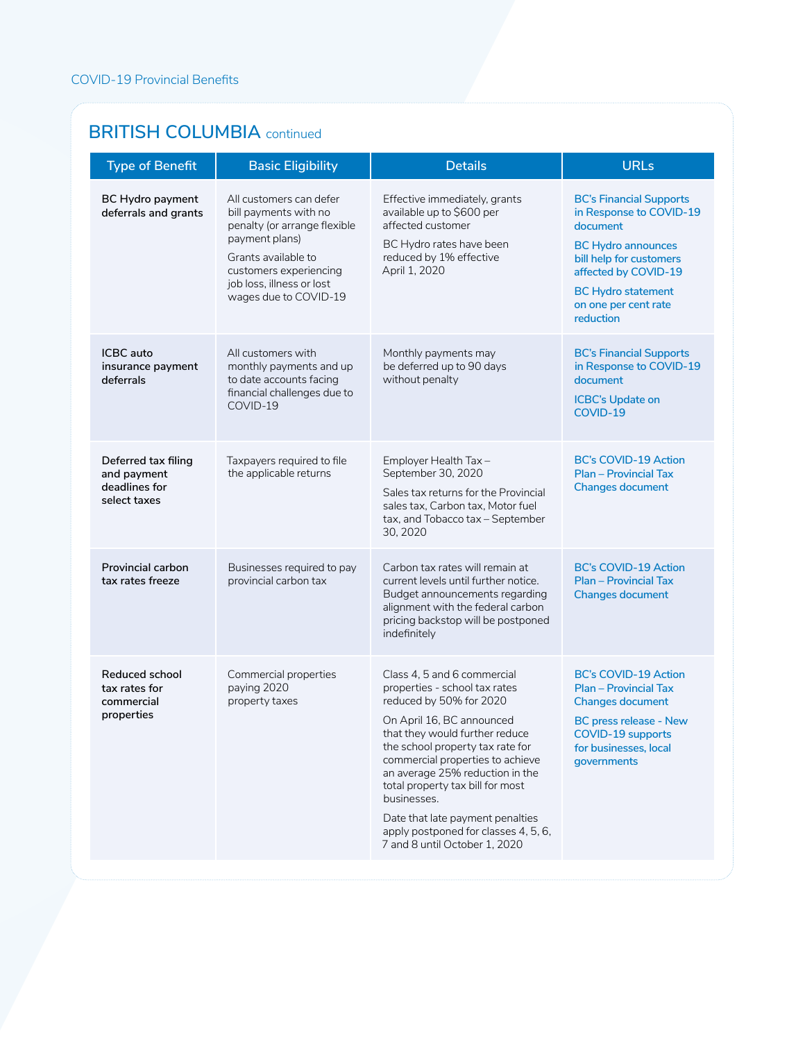## BRITISH COLUMBIA continued

| Type of Benefit | Basic Eligibility | Details | URLs |
|---|---|---|---|
| **BC Hydro payment deferrals and grants** | All customers can defer bill payments with no penalty (or arrange flexible payment plans)<br><br>Grants available to customers experiencing job loss, illness or lost wages due to COVID-19 | Effective immediately, grants available up to $600 per affected customer<br><br>BC Hydro rates have been reduced by 1% effective April 1, 2020 | BC's Financial Supports in Response to COVID-19 document<br><br>BC Hydro announces bill help for customers affected by COVID-19<br><br>BC Hydro statement on one per cent rate reduction |
| **ICBC auto insurance payment deferrals** | All customers with monthly payments and up to date accounts facing financial challenges due to COVID-19 | Monthly payments may be deferred up to 90 days without penalty | BC's Financial Supports in Response to COVID-19 document<br><br>ICBC's Update on COVID-19 |
| **Deferred tax filing and payment deadlines for select taxes** | Taxpayers required to file the applicable returns | Employer Health Tax – September 30, 2020<br><br>Sales tax returns for the Provincial sales tax, Carbon tax, Motor fuel tax, and Tobacco tax – September 30, 2020 | BC's COVID-19 Action Plan – Provincial Tax Changes document |
| **Provincial carbon tax rates freeze** | Businesses required to pay provincial carbon tax | Carbon tax rates will remain at current levels until further notice. Budget announcements regarding alignment with the federal carbon pricing backstop will be postponed indefinitely | BC's COVID-19 Action Plan – Provincial Tax Changes document |
| **Reduced school tax rates for commercial properties** | Commercial properties paying 2020 property taxes | Class 4, 5 and 6 commercial properties - school tax rates reduced by 50% for 2020<br><br>On April 16, BC announced that they would further reduce the school property tax rate for commercial properties to achieve an average 25% reduction in the total property tax bill for most businesses.<br><br>Date that late payment penalties apply postponed for classes 4, 5, 6, 7 and 8 until October 1, 2020 | BC's COVID-19 Action Plan – Provincial Tax Changes document<br><br>BC press release - New COVID-19 supports for businesses, local governments |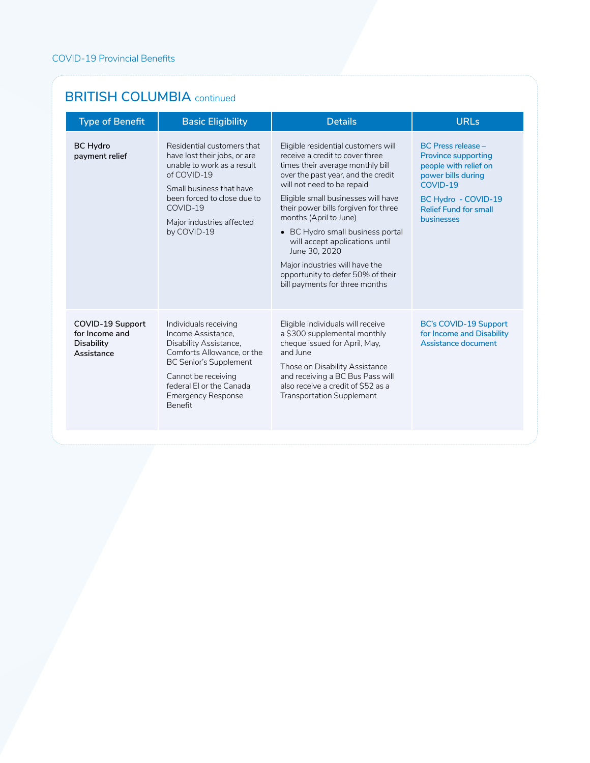## BRITISH COLUMBIA continued

| Type of Benefit | Basic Eligibility | Details | URLs |
|---|---|---|---|
| **BC Hydro payment relief** | Residential customers that have lost their jobs, or are unable to work as a result of COVID-19<br><br>Small business that have been forced to close due to COVID-19<br><br>Major industries affected by COVID-19 | Eligible residential customers will receive a credit to cover three times their average monthly bill over the past year, and the credit will not need to be repaid<br><br>Eligible small businesses will have their power bills forgiven for three months (April to June)<br><br>• BC Hydro small business portal will accept applications until June 30, 2020<br><br>Major industries will have the opportunity to defer 50% of their bill payments for three months | BC Press release – Province supporting people with relief on power bills during COVID-19<br><br>BC Hydro - COVID-19 Relief Fund for small businesses |
| **COVID-19 Support for Income and Disability Assistance** | Individuals receiving Income Assistance, Disability Assistance, Comforts Allowance, or the BC Senior's Supplement<br><br>Cannot be receiving federal EI or the Canada Emergency Response Benefit | Eligible individuals will receive a $300 supplemental monthly cheque issued for April, May, and June<br><br>Those on Disability Assistance and receiving a BC Bus Pass will also receive a credit of $52 as a Transportation Supplement | BC's COVID-19 Support for Income and Disability Assistance document |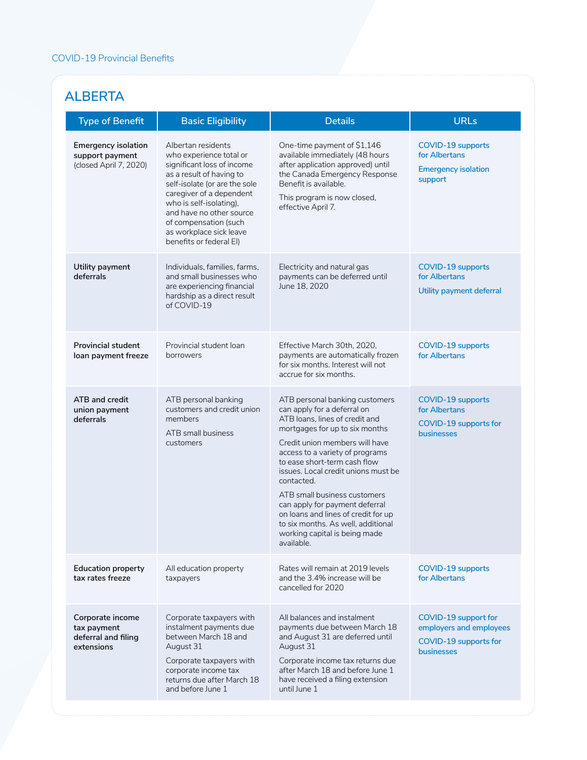COVID-19 Provincial Benefits

## ALBERTA

| Type of Benefit | Basic Eligibility | Details | URLs |
| --- | --- | --- | --- |
| **Emergency isolation support payment** (closed April 7, 2020) | Albertan residents who experience total or significant loss of income as a result of having to self-isolate (or are the sole caregiver of a dependent who is self-isolating), and have no other source of compensation (such as workplace sick leave benefits or federal EI) | One-time payment of $1,146 available immediately (48 hours after application approved) until the Canada Emergency Response Benefit is available.<br><br>This program is now closed, effective April 7. | COVID-19 supports for Albertans<br><br>Emergency isolation support |
| **Utility payment deferrals** | Individuals, families, farms, and small businesses who are experiencing financial hardship as a direct result of COVID-19 | Electricity and natural gas payments can be deferred until June 18, 2020 | COVID-19 supports for Albertans<br><br>Utility payment deferral |
| **Provincial student loan payment freeze** | Provincial student loan borrowers | Effective March 30th, 2020, payments are automatically frozen for six months. Interest will not accrue for six months. | COVID-19 supports for Albertans |
| **ATB and credit union payment deferrals** | ATB personal banking customers and credit union members<br><br>ATB small business customers | ATB personal banking customers can apply for a deferral on ATB loans, lines of credit and mortgages for up to six months<br><br>Credit union members will have access to a variety of programs to ease short-term cash flow issues. Local credit unions must be contacted.<br><br>ATB small business customers can apply for payment deferral on loans and lines of credit for up to six months. As well, additional working capital is being made available. | COVID-19 supports for Albertans<br><br>COVID-19 supports for businesses |
| **Education property tax rates freeze** | All education property taxpayers | Rates will remain at 2019 levels and the 3.4% increase will be cancelled for 2020 | COVID-19 supports for Albertans |
| **Corporate income tax payment deferral and filing extensions** | Corporate taxpayers with instalment payments due between March 18 and August 31<br><br>Corporate taxpayers with corporate income tax returns due after March 18 and before June 1 | All balances and instalment payments due between March 18 and August 31 are deferred until August 31<br><br>Corporate income tax returns due after March 18 and before June 1 have received a filing extension until June 1 | COVID-19 support for employers and employees<br><br>COVID-19 supports for businesses |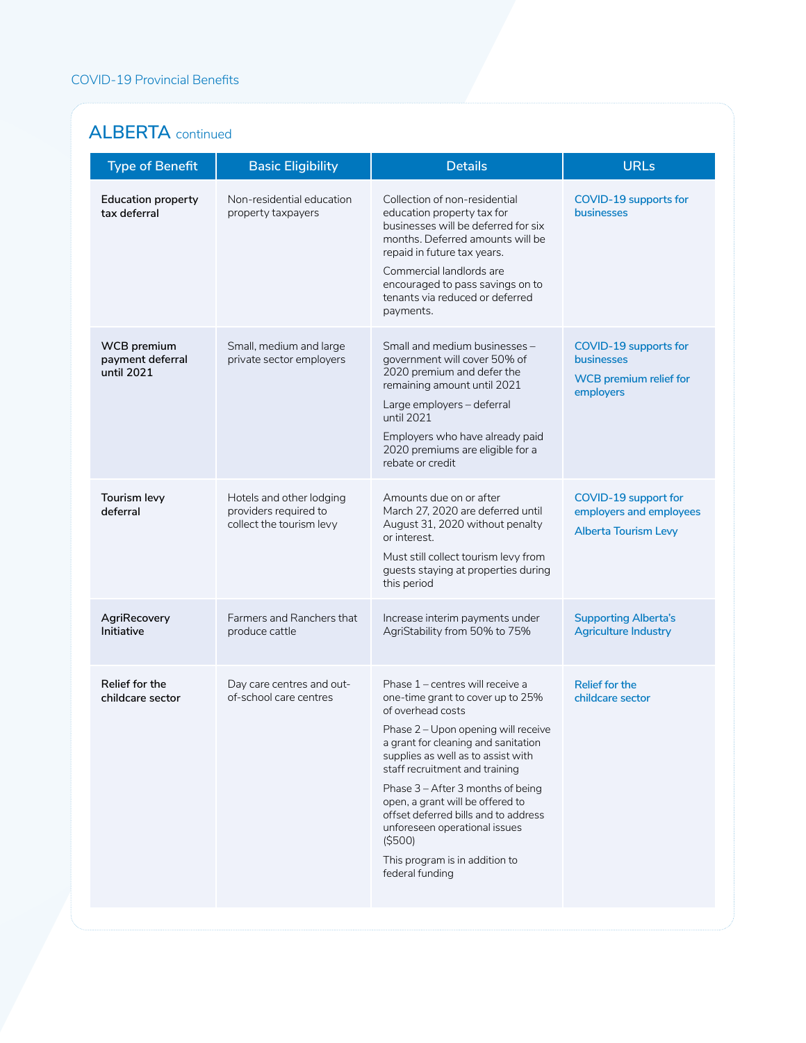## ALBERTA continued

| Type of Benefit | Basic Eligibility | Details | URLs |
|---|---|---|---|
| **Education property tax deferral** | Non-residential education property taxpayers | Collection of non-residential education property tax for businesses will be deferred for six months. Deferred amounts will be repaid in future tax years.<br><br>Commercial landlords are encouraged to pass savings on to tenants via reduced or deferred payments. | COVID-19 supports for businesses |
| **WCB premium payment deferral until 2021** | Small, medium and large private sector employers | Small and medium businesses – government will cover 50% of 2020 premium and defer the remaining amount until 2021<br><br>Large employers – deferral until 2021<br><br>Employers who have already paid 2020 premiums are eligible for a rebate or credit | COVID-19 supports for businesses<br><br>WCB premium relief for employers |
| **Tourism levy deferral** | Hotels and other lodging providers required to collect the tourism levy | Amounts due on or after March 27, 2020 are deferred until August 31, 2020 without penalty or interest.<br><br>Must still collect tourism levy from guests staying at properties during this period | COVID-19 support for employers and employees<br><br>Alberta Tourism Levy |
| **AgriRecovery Initiative** | Farmers and Ranchers that produce cattle | Increase interim payments under AgriStability from 50% to 75% | Supporting Alberta's Agriculture Industry |
| **Relief for the childcare sector** | Day care centres and out-of-school care centres | Phase 1 – centres will receive a one-time grant to cover up to 25% of overhead costs<br><br>Phase 2 – Upon opening will receive a grant for cleaning and sanitation supplies as well as to assist with staff recruitment and training<br><br>Phase 3 – After 3 months of being open, a grant will be offered to offset deferred bills and to address unforeseen operational issues ($500)<br><br>This program is in addition to federal funding | Relief for the childcare sector |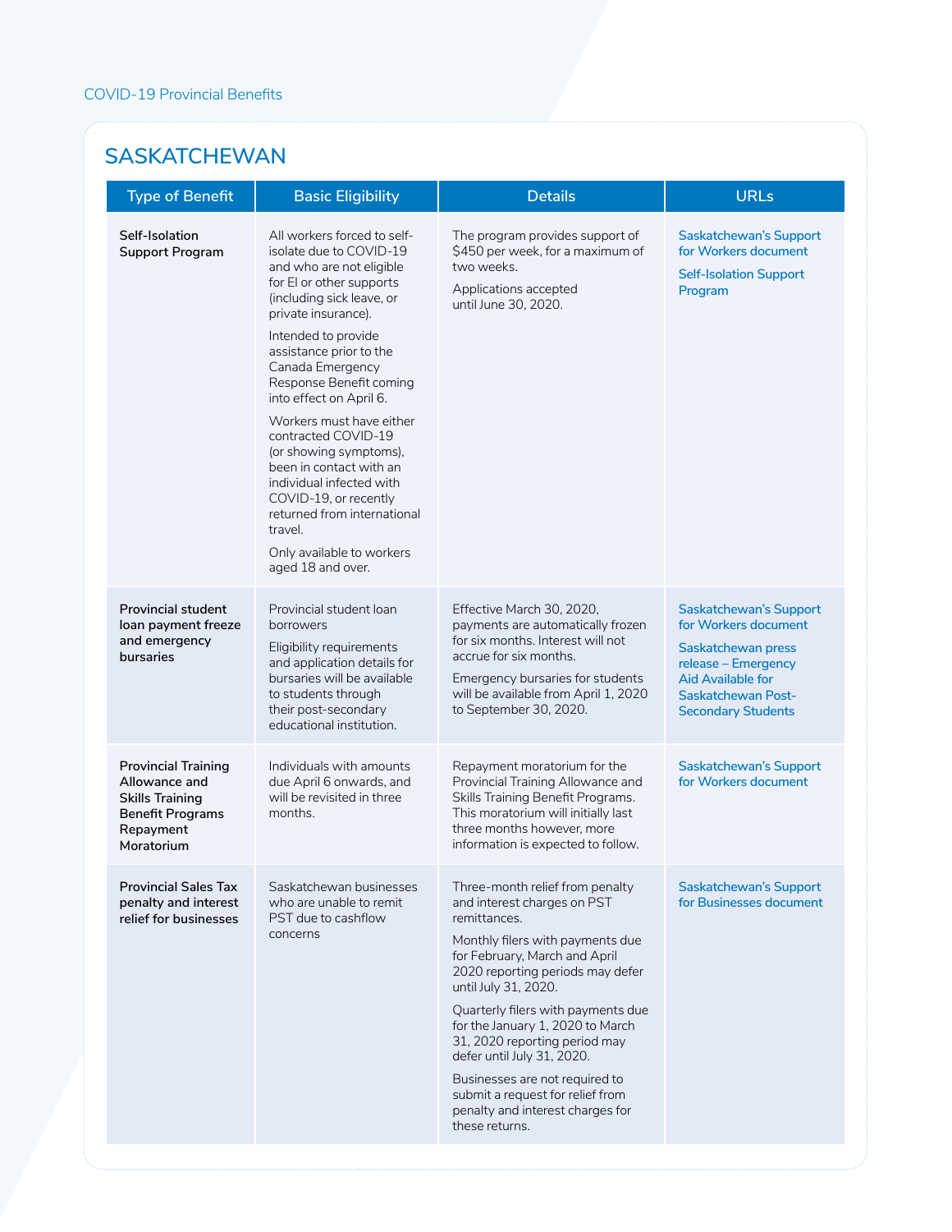## SASKATCHEWAN

| Type of Benefit | Basic Eligibility | Details | URLs |
|---|---|---|---|
| **Self-Isolation Support Program** | All workers forced to self-isolate due to COVID-19 and who are not eligible for EI or other supports (including sick leave, or private insurance).<br><br>Intended to provide assistance prior to the Canada Emergency Response Benefit coming into effect on April 6.<br><br>Workers must have either contracted COVID-19 (or showing symptoms), been in contact with an individual infected with COVID-19, or recently returned from international travel.<br><br>Only available to workers aged 18 and over. | The program provides support of $450 per week, for a maximum of two weeks.<br><br>Applications accepted until June 30, 2020. | Saskatchewan's Support for Workers document<br><br>Self-Isolation Support Program |
| **Provincial student loan payment freeze and emergency bursaries** | Provincial student loan borrowers<br><br>Eligibility requirements and application details for bursaries will be available to students through their post-secondary educational institution. | Effective March 30, 2020, payments are automatically frozen for six months. Interest will not accrue for six months.<br><br>Emergency bursaries for students will be available from April 1, 2020 to September 30, 2020. | Saskatchewan's Support for Workers document<br><br>Saskatchewan press release – Emergency Aid Available for Saskatchewan Post-Secondary Students |
| **Provincial Training Allowance and Skills Training Benefit Programs Repayment Moratorium** | Individuals with amounts due April 6 onwards, and will be revisited in three months. | Repayment moratorium for the Provincial Training Allowance and Skills Training Benefit Programs. This moratorium will initially last three months however, more information is expected to follow. | Saskatchewan's Support for Workers document |
| **Provincial Sales Tax penalty and interest relief for businesses** | Saskatchewan businesses who are unable to remit PST due to cashflow concerns | Three-month relief from penalty and interest charges on PST remittances.<br><br>Monthly filers with payments due for February, March and April 2020 reporting periods may defer until July 31, 2020.<br><br>Quarterly filers with payments due for the January 1, 2020 to March 31, 2020 reporting period may defer until July 31, 2020.<br><br>Businesses are not required to submit a request for relief from penalty and interest charges for these returns. | Saskatchewan's Support for Businesses document |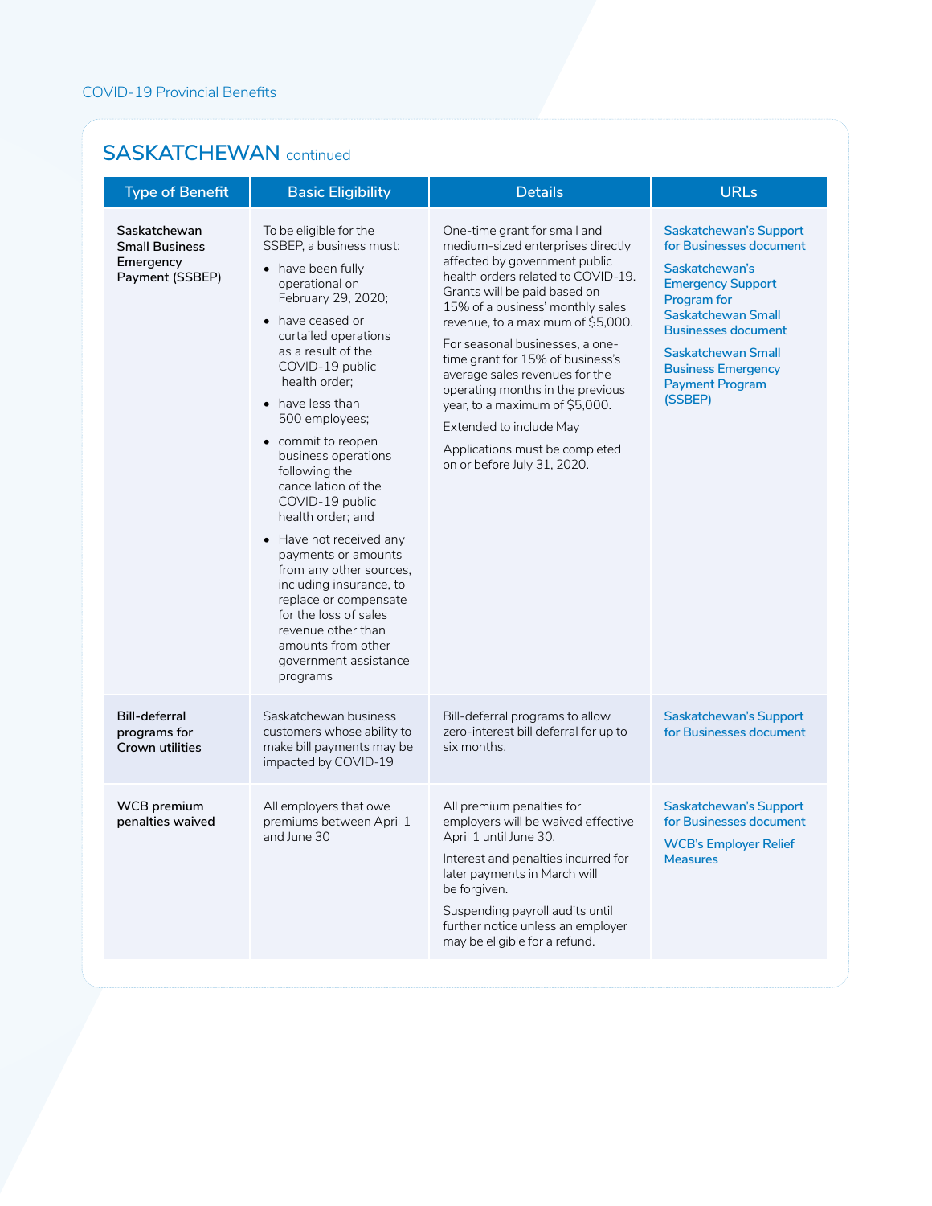## SASKATCHEWAN continued

| Type of Benefit | Basic Eligibility | Details | URLs |
|---|---|---|---|
| **Saskatchewan Small Business Emergency Payment (SSBEP)** | To be eligible for the SSBEP, a business must:<br>• have been fully operational on February 29, 2020;<br>• have ceased or curtailed operations as a result of the COVID-19 public health order;<br>• have less than 500 employees;<br>• commit to reopen business operations following the cancellation of the COVID-19 public health order; and<br>• Have not received any payments or amounts from any other sources, including insurance, to replace or compensate for the loss of sales revenue other than amounts from other government assistance programs | One-time grant for small and medium-sized enterprises directly affected by government public health orders related to COVID-19. Grants will be paid based on 15% of a business' monthly sales revenue, to a maximum of $5,000.<br>For seasonal businesses, a one-time grant for 15% of business's average sales revenues for the operating months in the previous year, to a maximum of $5,000.<br>Extended to include May<br>Applications must be completed on or before July 31, 2020. | Saskatchewan's Support for Businesses document<br>Saskatchewan's Emergency Support Program for Saskatchewan Small Businesses document<br>Saskatchewan Small Business Emergency Payment Program (SSBEP) |
| **Bill-deferral programs for Crown utilities** | Saskatchewan business customers whose ability to make bill payments may be impacted by COVID-19 | Bill-deferral programs to allow zero-interest bill deferral for up to six months. | Saskatchewan's Support for Businesses document |
| **WCB premium penalties waived** | All employers that owe premiums between April 1 and June 30 | All premium penalties for employers will be waived effective April 1 until June 30.<br>Interest and penalties incurred for later payments in March will be forgiven.<br>Suspending payroll audits until further notice unless an employer may be eligible for a refund. | Saskatchewan's Support for Businesses document<br>WCB's Employer Relief Measures |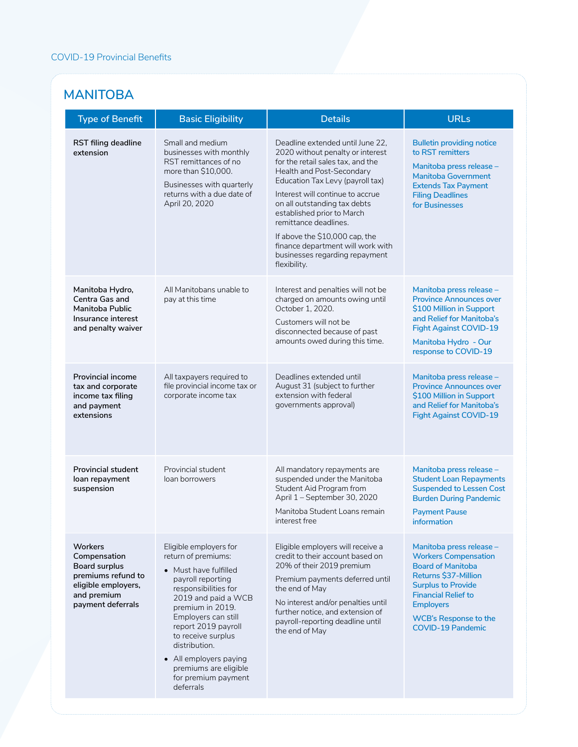# MANITOBA

| Type of Benefit | Basic Eligibility | Details | URLs |
|---|---|---|---|
| **RST filing deadline extension** | Small and medium businesses with monthly RST remittances of no more than $10,000.<br><br>Businesses with quarterly returns with a due date of April 20, 2020 | Deadline extended until June 22, 2020 without penalty or interest for the retail sales tax, and the Health and Post-Secondary Education Tax Levy (payroll tax)<br><br>Interest will continue to accrue on all outstanding tax debts established prior to March remittance deadlines.<br><br>If above the $10,000 cap, the finance department will work with businesses regarding repayment flexibility. | Bulletin providing notice to RST remitters<br><br>Manitoba press release – Manitoba Government Extends Tax Payment Filing Deadlines for Businesses |
| **Manitoba Hydro, Centra Gas and Manitoba Public Insurance interest and penalty waiver** | All Manitobans unable to pay at this time | Interest and penalties will not be charged on amounts owing until October 1, 2020.<br><br>Customers will not be disconnected because of past amounts owed during this time. | Manitoba press release – Province Announces over $100 Million in Support and Relief for Manitoba's Fight Against COVID-19<br><br>Manitoba Hydro - Our response to COVID-19 |
| **Provincial income tax and corporate income tax filing and payment extensions** | All taxpayers required to file provincial income tax or corporate income tax | Deadlines extended until August 31 (subject to further extension with federal governments approval) | Manitoba press release – Province Announces over $100 Million in Support and Relief for Manitoba's Fight Against COVID-19 |
| **Provincial student loan repayment suspension** | Provincial student loan borrowers | All mandatory repayments are suspended under the Manitoba Student Aid Program from April 1 – September 30, 2020<br><br>Manitoba Student Loans remain interest free | Manitoba press release – Student Loan Repayments Suspended to Lessen Cost Burden During Pandemic<br><br>Payment Pause information |
| **Workers Compensation Board surplus premiums refund to eligible employers, and premium payment deferrals** | Eligible employers for return of premiums:<br>• Must have fulfilled payroll reporting responsibilities for 2019 and paid a WCB premium in 2019. Employers can still report 2019 payroll to receive surplus distribution.<br>• All employers paying premiums are eligible for premium payment deferrals | Eligible employers will receive a credit to their account based on 20% of their 2019 premium<br><br>Premium payments deferred until the end of May<br><br>No interest and/or penalties until further notice, and extension of payroll-reporting deadline until the end of May | Manitoba press release – Workers Compensation Board of Manitoba Returns $37-Million Surplus to Provide Financial Relief to Employers<br><br>WCB's Response to the COVID-19 Pandemic |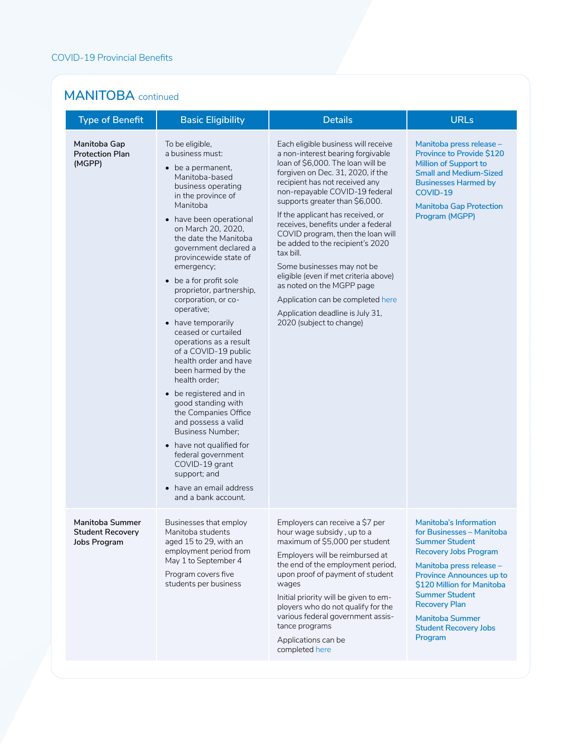## MANITOBA continued

| Type of Benefit | Basic Eligibility | Details | URLs |
| --- | --- | --- | --- |
| **Manitoba Gap Protection Plan (MGPP)** | To be eligible, a business must:<br>• be a permanent, Manitoba-based business operating in the province of Manitoba<br>• have been operational on March 20, 2020, the date the Manitoba government declared a provincewide state of emergency;<br>• be a for profit sole proprietor, partnership, corporation, or co-operative;<br>• have temporarily ceased or curtailed operations as a result of a COVID-19 public health order and have been harmed by the health order;<br>• be registered and in good standing with the Companies Office and possess a valid Business Number;<br>• have not qualified for federal government COVID-19 grant support; and<br>• have an email address and a bank account. | Each eligible business will receive a non-interest bearing forgivable loan of $6,000. The loan will be forgiven on Dec. 31, 2020, if the recipient has not received any non-repayable COVID-19 federal supports greater than $6,000.<br>If the applicant has received, or receives, benefits under a federal COVID program, then the loan will be added to the recipient's 2020 tax bill.<br>Some businesses may not be eligible (even if met criteria above) as noted on the MGPP page<br>Application can be completed here<br>Application deadline is July 31, 2020 (subject to change) | Manitoba press release – Province to Provide $120 Million of Support to Small and Medium-Sized Businesses Harmed by COVID-19<br>Manitoba Gap Protection Program (MGPP) |
| **Manitoba Summer Student Recovery Jobs Program** | Businesses that employ Manitoba students aged 15 to 29, with an employment period from May 1 to September 4<br>Program covers five students per business | Employers can receive a $7 per hour wage subsidy , up to a maximum of $5,000 per student<br>Employers will be reimbursed at the end of the employment period, upon proof of payment of student wages<br>Initial priority will be given to employers who do not qualify for the various federal government assistance programs<br>Applications can be completed here | Manitoba's Information for Businesses – Manitoba Summer Student Recovery Jobs Program<br>Manitoba press release – Province Announces up to $120 Million for Manitoba Summer Student Recovery Plan<br>Manitoba Summer Student Recovery Jobs Program |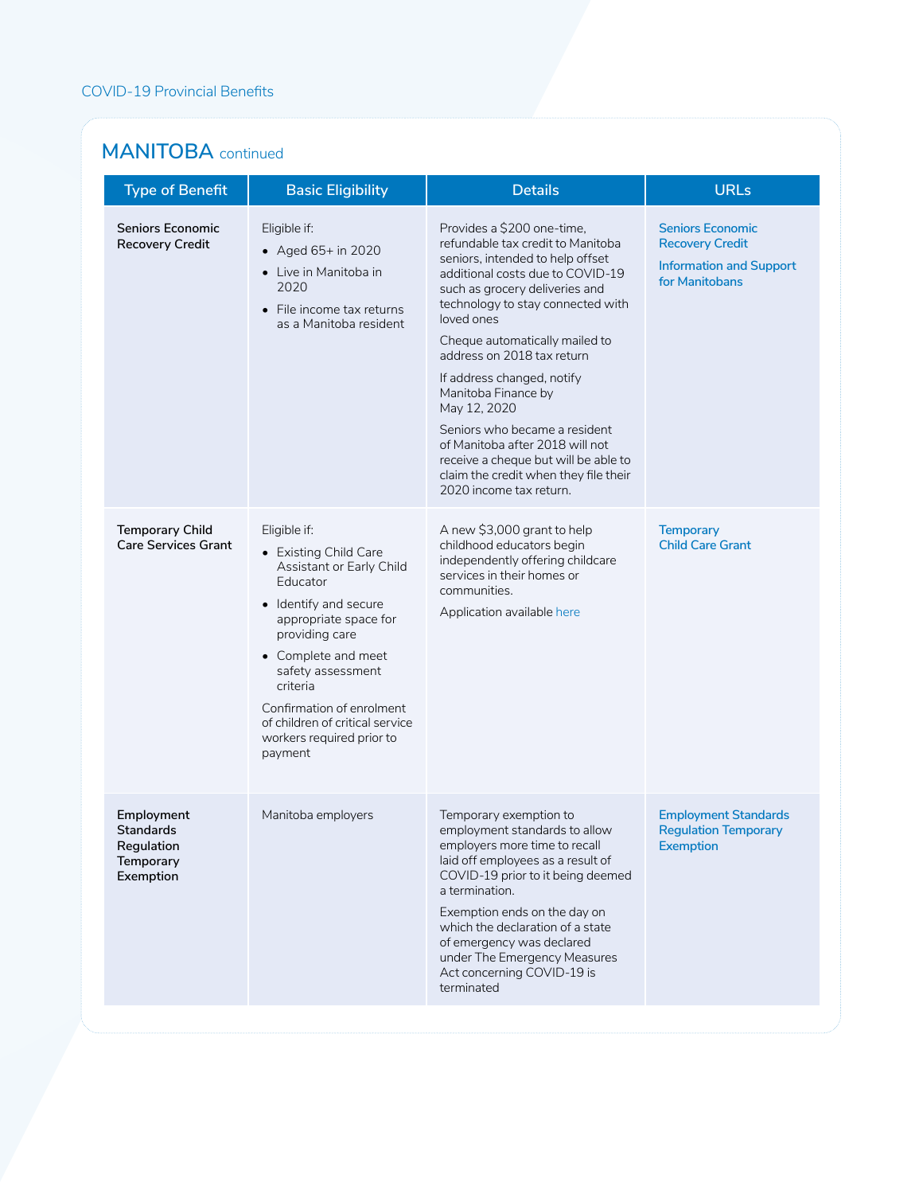COVID-19 Provincial Benefits

## MANITOBA continued

| Type of Benefit | Basic Eligibility | Details | URLs |
|---|---|---|---|
| **Seniors Economic Recovery Credit** | Eligible if:<br>• Aged 65+ in 2020<br>• Live in Manitoba in 2020<br>• File income tax returns as a Manitoba resident | Provides a $200 one-time, refundable tax credit to Manitoba seniors, intended to help offset additional costs due to COVID-19 such as grocery deliveries and technology to stay connected with loved ones<br>Cheque automatically mailed to address on 2018 tax return<br>If address changed, notify Manitoba Finance by May 12, 2020<br>Seniors who became a resident of Manitoba after 2018 will not receive a cheque but will be able to claim the credit when they file their 2020 income tax return. | Seniors Economic Recovery Credit<br>Information and Support for Manitobans |
| **Temporary Child Care Services Grant** | Eligible if:<br>• Existing Child Care Assistant or Early Child Educator<br>• Identify and secure appropriate space for providing care<br>• Complete and meet safety assessment criteria<br>Confirmation of enrolment of children of critical service workers required prior to payment | A new $3,000 grant to help childhood educators begin independently offering childcare services in their homes or communities.<br>Application available here | Temporary Child Care Grant |
| **Employment Standards Regulation Temporary Exemption** | Manitoba employers | Temporary exemption to employment standards to allow employers more time to recall laid off employees as a result of COVID-19 prior to it being deemed a termination.<br>Exemption ends on the day on which the declaration of a state of emergency was declared under The Emergency Measures Act concerning COVID-19 is terminated | Employment Standards Regulation Temporary Exemption |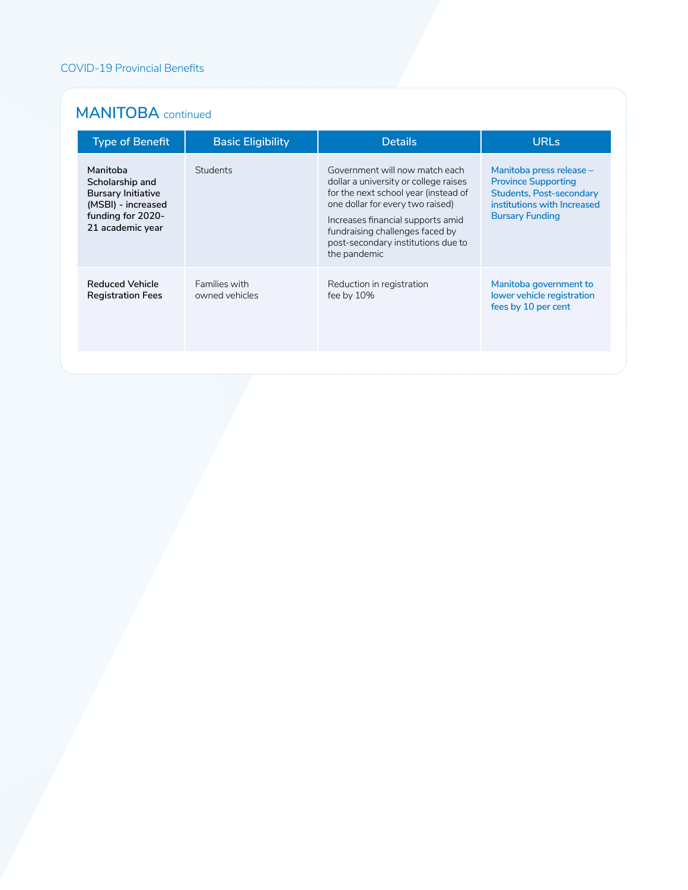## MANITOBA continued

| Type of Benefit | Basic Eligibility | Details | URLs |
|---|---|---|---|
| **Manitoba Scholarship and Bursary Initiative (MSBI) - increased funding for 2020-21 academic year** | Students | Government will now match each dollar a university or college raises for the next school year (instead of one dollar for every two raised)<br><br>Increases financial supports amid fundraising challenges faced by post-secondary institutions due to the pandemic | Manitoba press release – Province Supporting Students, Post-secondary institutions with Increased Bursary Funding |
| **Reduced Vehicle Registration Fees** | Families with owned vehicles | Reduction in registration fee by 10% | Manitoba government to lower vehicle registration fees by 10 per cent |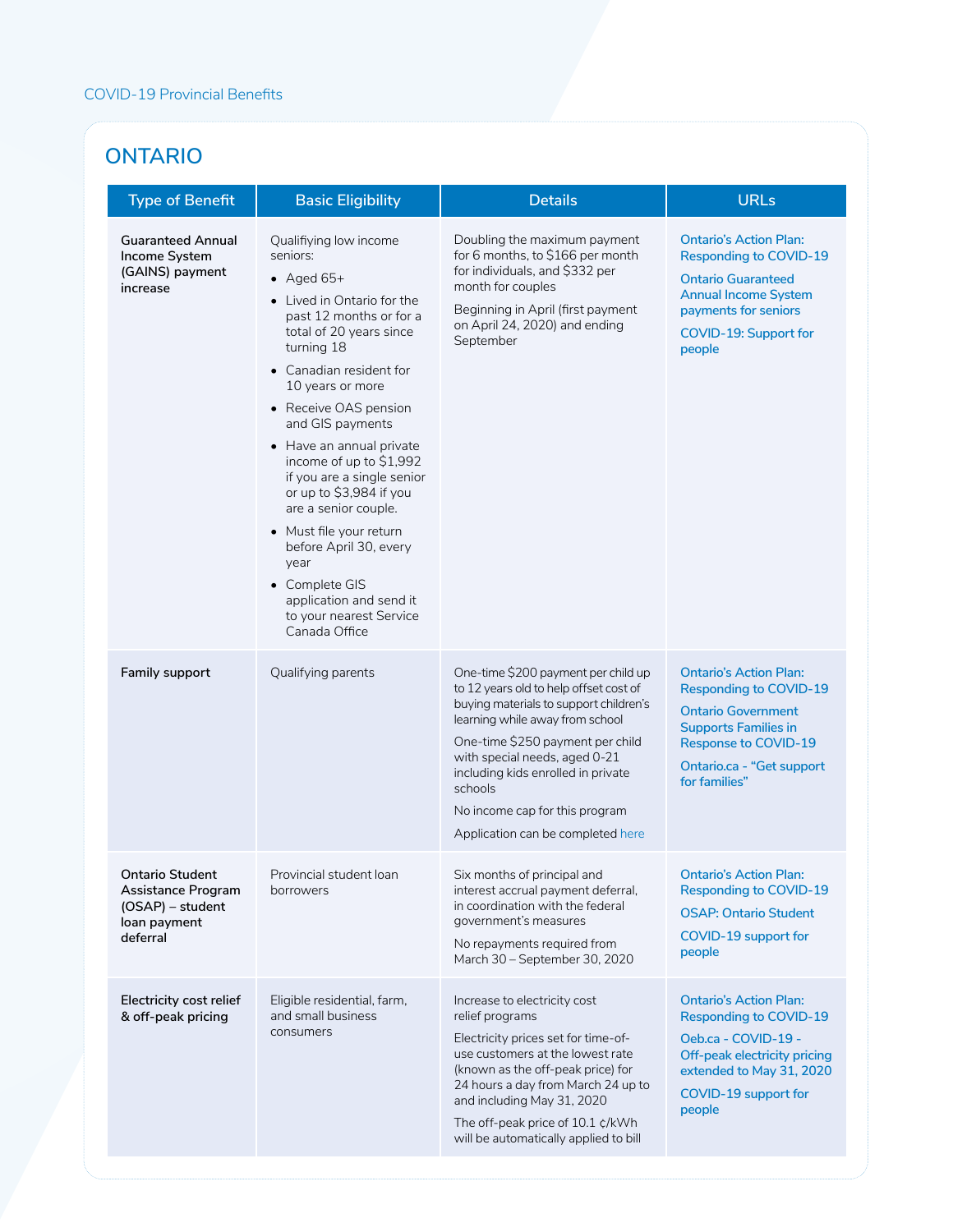COVID-19 Provincial Benefits

## ONTARIO

| Type of Benefit | Basic Eligibility | Details | URLs |
|---|---|---|---|
| **Guaranteed Annual Income System (GAINS) payment increase** | Qualifiying low income seniors:<br>• Aged 65+<br>• Lived in Ontario for the past 12 months or for a total of 20 years since turning 18<br>• Canadian resident for 10 years or more<br>• Receive OAS pension and GIS payments<br>• Have an annual private income of up to $1,992 if you are a single senior or up to $3,984 if you are a senior couple.<br>• Must file your return before April 30, every year<br>• Complete GIS application and send it to your nearest Service Canada Office | Doubling the maximum payment for 6 months, to $166 per month for individuals, and $332 per month for couples<br>Beginning in April (first payment on April 24, 2020) and ending September | Ontario's Action Plan: Responding to COVID-19<br>Ontario Guaranteed Annual Income System payments for seniors<br>COVID-19: Support for people |
| **Family support** | Qualifying parents | One-time $200 payment per child up to 12 years old to help offset cost of buying materials to support children's learning while away from school<br>One-time $250 payment per child with special needs, aged 0-21 including kids enrolled in private schools<br>No income cap for this program<br>Application can be completed here | Ontario's Action Plan: Responding to COVID-19<br>Ontario Government Supports Families in Response to COVID-19<br>Ontario.ca - "Get support for families" |
| **Ontario Student Assistance Program (OSAP) – student loan payment deferral** | Provincial student loan borrowers | Six months of principal and interest accrual payment deferral, in coordination with the federal government's measures<br>No repayments required from March 30 – September 30, 2020 | Ontario's Action Plan: Responding to COVID-19<br>OSAP: Ontario Student<br>COVID-19 support for people |
| **Electricity cost relief & off-peak pricing** | Eligible residential, farm, and small business consumers | Increase to electricity cost relief programs<br>Electricity prices set for time-of-use customers at the lowest rate (known as the off-peak price) for 24 hours a day from March 24 up to and including May 31, 2020<br>The off-peak price of 10.1 ¢/kWh will be automatically applied to bill | Ontario's Action Plan: Responding to COVID-19<br>Oeb.ca - COVID-19 - Off-peak electricity pricing extended to May 31, 2020<br>COVID-19 support for people |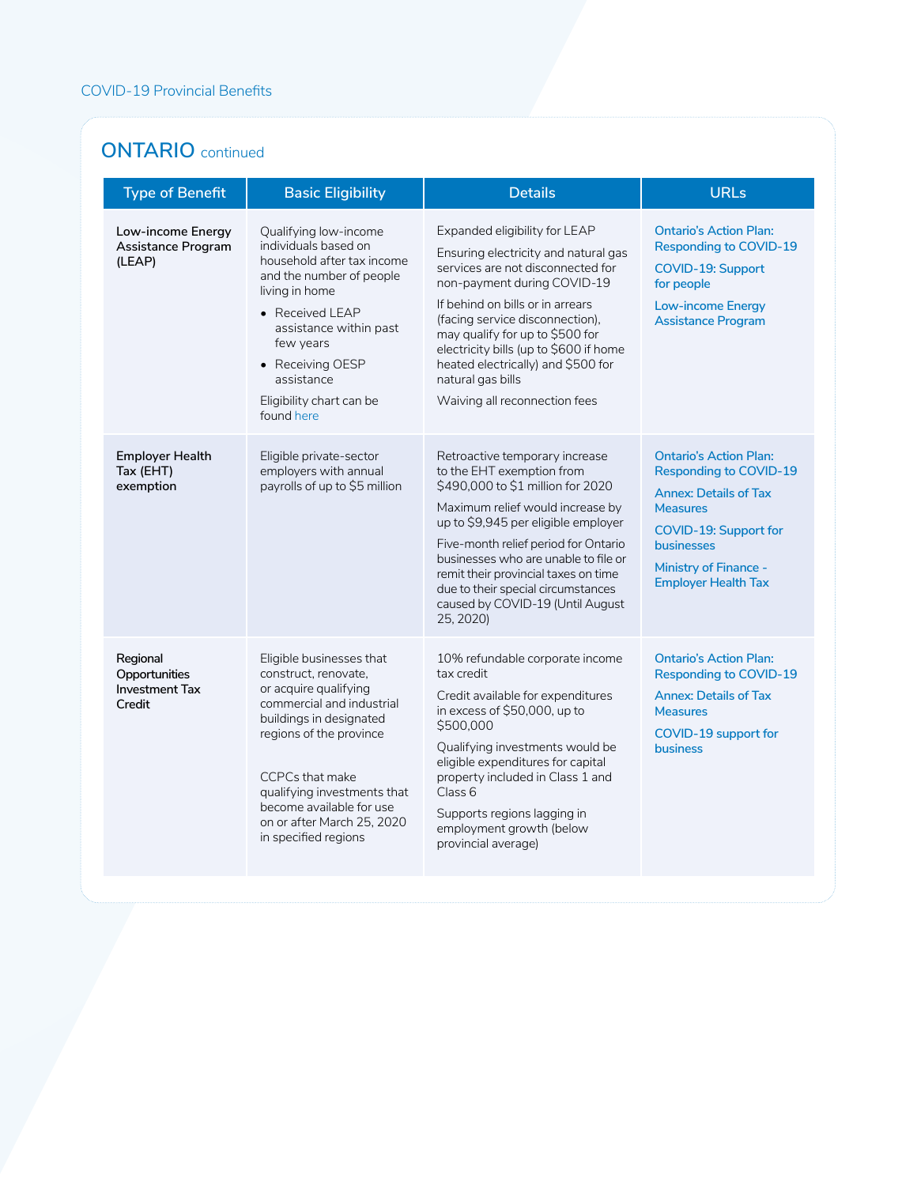COVID-19 Provincial Benefits

## ONTARIO continued

| Type of Benefit | Basic Eligibility | Details | URLs |
|---|---|---|---|
| **Low-income Energy Assistance Program (LEAP)** | Qualifying low-income individuals based on household after tax income and the number of people living in home<br>• Received LEAP assistance within past few years<br>• Receiving OESP assistance<br>Eligibility chart can be found here | Expanded eligibility for LEAP<br>Ensuring electricity and natural gas services are not disconnected for non-payment during COVID-19<br>If behind on bills or in arrears (facing service disconnection), may qualify for up to $500 for electricity bills (up to $600 if home heated electrically) and $500 for natural gas bills<br>Waiving all reconnection fees | Ontario's Action Plan: Responding to COVID-19<br>COVID-19: Support for people<br>Low-income Energy Assistance Program |
| **Employer Health Tax (EHT) exemption** | Eligible private-sector employers with annual payrolls of up to $5 million | Retroactive temporary increase to the EHT exemption from $490,000 to $1 million for 2020<br>Maximum relief would increase by up to $9,945 per eligible employer<br>Five-month relief period for Ontario businesses who are unable to file or remit their provincial taxes on time due to their special circumstances caused by COVID-19 (Until August 25, 2020) | Ontario's Action Plan: Responding to COVID-19<br>Annex: Details of Tax Measures<br>COVID-19: Support for businesses<br>Ministry of Finance - Employer Health Tax |
| **Regional Opportunities Investment Tax Credit** | Eligible businesses that construct, renovate, or acquire qualifying commercial and industrial buildings in designated regions of the province<br>CCPCs that make qualifying investments that become available for use on or after March 25, 2020 in specified regions | 10% refundable corporate income tax credit<br>Credit available for expenditures in excess of $50,000, up to $500,000<br>Qualifying investments would be eligible expenditures for capital property included in Class 1 and Class 6<br>Supports regions lagging in employment growth (below provincial average) | Ontario's Action Plan: Responding to COVID-19<br>Annex: Details of Tax Measures<br>COVID-19 support for business |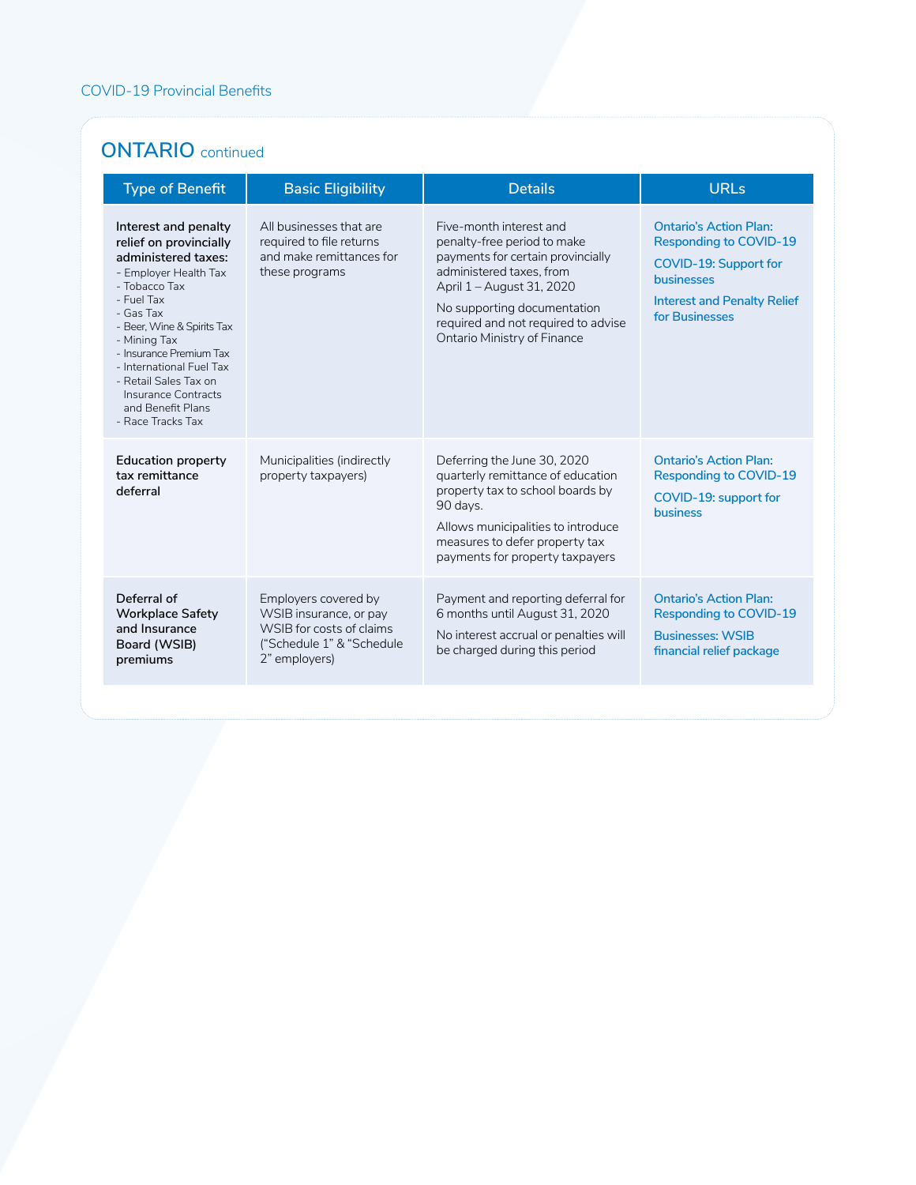## ONTARIO continued

| Type of Benefit | Basic Eligibility | Details | URLs |
|---|---|---|---|
| **Interest and penalty relief on provincially administered taxes:**<br>- Employer Health Tax<br>- Tobacco Tax<br>- Fuel Tax<br>- Gas Tax<br>- Beer, Wine & Spirits Tax<br>- Mining Tax<br>- Insurance Premium Tax<br>- International Fuel Tax<br>- Retail Sales Tax on Insurance Contracts and Benefit Plans<br>- Race Tracks Tax | All businesses that are required to file returns and make remittances for these programs | Five-month interest and penalty-free period to make payments for certain provincially administered taxes, from April 1 – August 31, 2020<br>No supporting documentation required and not required to advise Ontario Ministry of Finance | Ontario's Action Plan: Responding to COVID-19<br>COVID-19: Support for businesses<br>Interest and Penalty Relief for Businesses |
| **Education property tax remittance deferral** | Municipalities (indirectly property taxpayers) | Deferring the June 30, 2020 quarterly remittance of education property tax to school boards by 90 days.<br>Allows municipalities to introduce measures to defer property tax payments for property taxpayers | Ontario's Action Plan: Responding to COVID-19<br>COVID-19: support for business |
| **Deferral of Workplace Safety and Insurance Board (WSIB) premiums** | Employers covered by WSIB insurance, or pay WSIB for costs of claims ("Schedule 1" & "Schedule 2" employers) | Payment and reporting deferral for 6 months until August 31, 2020<br>No interest accrual or penalties will be charged during this period | Ontario's Action Plan: Responding to COVID-19<br>Businesses: WSIB financial relief package |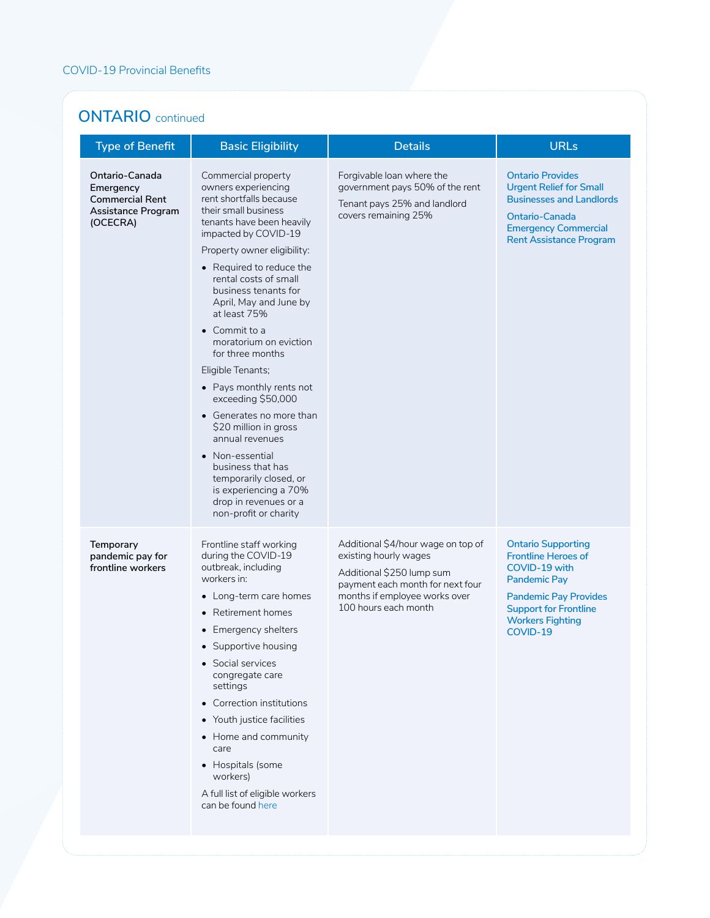COVID-19 Provincial Benefits

## ONTARIO continued

| Type of Benefit | Basic Eligibility | Details | URLs |
|---|---|---|---|
| **Ontario-Canada Emergency Commercial Rent Assistance Program (OCECRA)** | Commercial property owners experiencing rent shortfalls because their small business tenants have been heavily impacted by COVID-19<br><br>Property owner eligibility:<br>• Required to reduce the rental costs of small business tenants for April, May and June by at least 75%<br>• Commit to a moratorium on eviction for three months<br><br>Eligible Tenants;<br>• Pays monthly rents not exceeding $50,000<br>• Generates no more than $20 million in gross annual revenues<br>• Non-essential business that has temporarily closed, or is experiencing a 70% drop in revenues or a non-profit or charity | Forgivable loan where the government pays 50% of the rent<br><br>Tenant pays 25% and landlord covers remaining 25% | Ontario Provides Urgent Relief for Small Businesses and Landlords<br><br>Ontario-Canada Emergency Commercial Rent Assistance Program |
| **Temporary pandemic pay for frontline workers** | Frontline staff working during the COVID-19 outbreak, including workers in:<br>• Long-term care homes<br>• Retirement homes<br>• Emergency shelters<br>• Supportive housing<br>• Social services congregate care settings<br>• Correction institutions<br>• Youth justice facilities<br>• Home and community care<br>• Hospitals (some workers)<br><br>A full list of eligible workers can be found here | Additional $4/hour wage on top of existing hourly wages<br><br>Additional $250 lump sum payment each month for next four months if employee works over 100 hours each month | Ontario Supporting Frontline Heroes of COVID-19 with Pandemic Pay<br><br>Pandemic Pay Provides Support for Frontline Workers Fighting COVID-19 |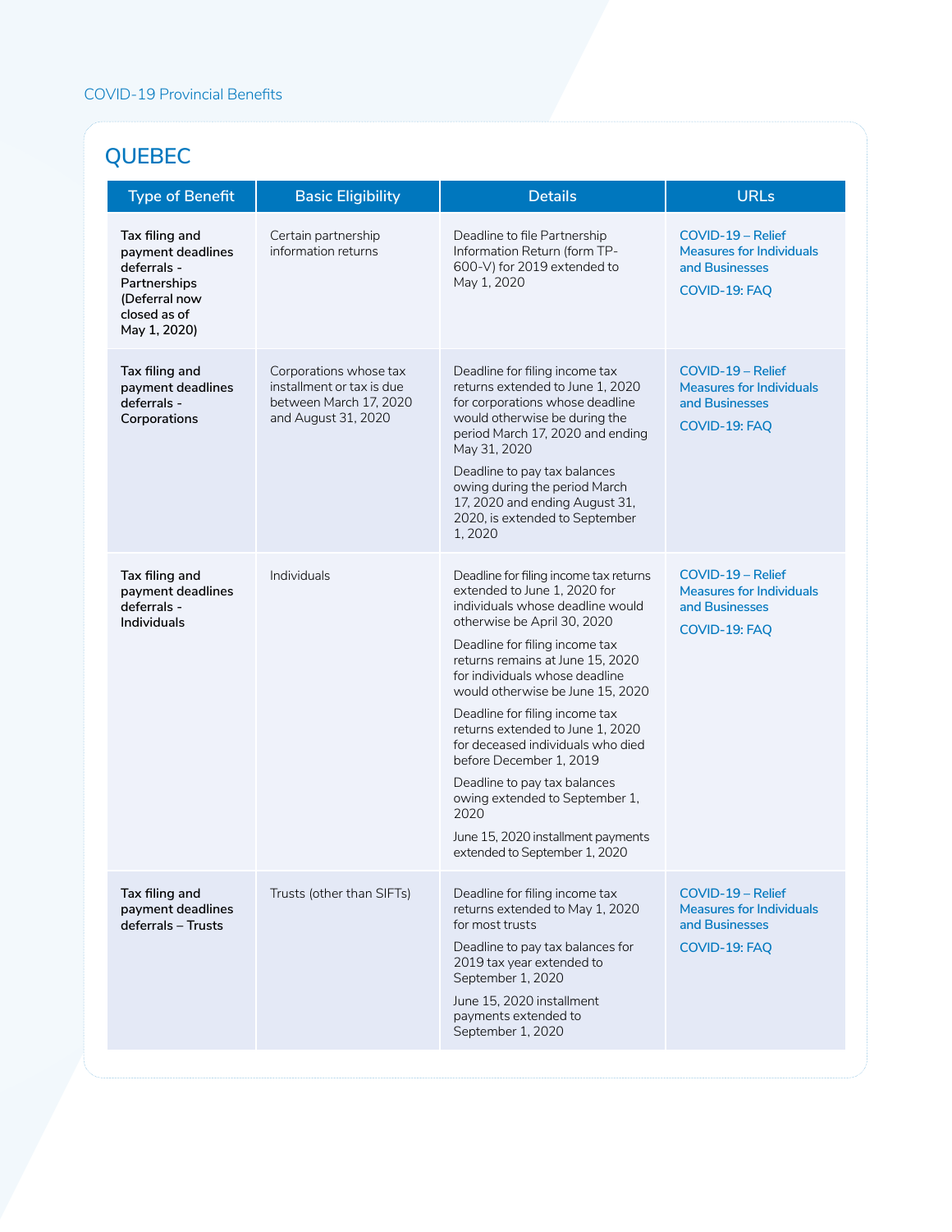## QUEBEC

| Type of Benefit | Basic Eligibility | Details | URLs |
|---|---|---|---|
| **Tax filing and payment deadlines deferrals - Partnerships (Deferral now closed as of May 1, 2020)** | Certain partnership information returns | Deadline to file Partnership Information Return (form TP-600-V) for 2019 extended to May 1, 2020 | COVID-19 – Relief Measures for Individuals and Businesses<br><br>COVID-19: FAQ |
| **Tax filing and payment deadlines deferrals - Corporations** | Corporations whose tax installment or tax is due between March 17, 2020 and August 31, 2020 | Deadline for filing income tax returns extended to June 1, 2020 for corporations whose deadline would otherwise be during the period March 17, 2020 and ending May 31, 2020<br><br>Deadline to pay tax balances owing during the period March 17, 2020 and ending August 31, 2020, is extended to September 1, 2020 | COVID-19 – Relief Measures for Individuals and Businesses<br><br>COVID-19: FAQ |
| **Tax filing and payment deadlines deferrals - Individuals** | Individuals | Deadline for filing income tax returns extended to June 1, 2020 for individuals whose deadline would otherwise be April 30, 2020<br><br>Deadline for filing income tax returns remains at June 15, 2020 for individuals whose deadline would otherwise be June 15, 2020<br><br>Deadline for filing income tax returns extended to June 1, 2020 for deceased individuals who died before December 1, 2019<br><br>Deadline to pay tax balances owing extended to September 1, 2020<br><br>June 15, 2020 installment payments extended to September 1, 2020 | COVID-19 – Relief Measures for Individuals and Businesses<br><br>COVID-19: FAQ |
| **Tax filing and payment deadlines deferrals – Trusts** | Trusts (other than SIFTs) | Deadline for filing income tax returns extended to May 1, 2020 for most trusts<br><br>Deadline to pay tax balances for 2019 tax year extended to September 1, 2020<br><br>June 15, 2020 installment payments extended to September 1, 2020 | COVID-19 – Relief Measures for Individuals and Businesses<br><br>COVID-19: FAQ |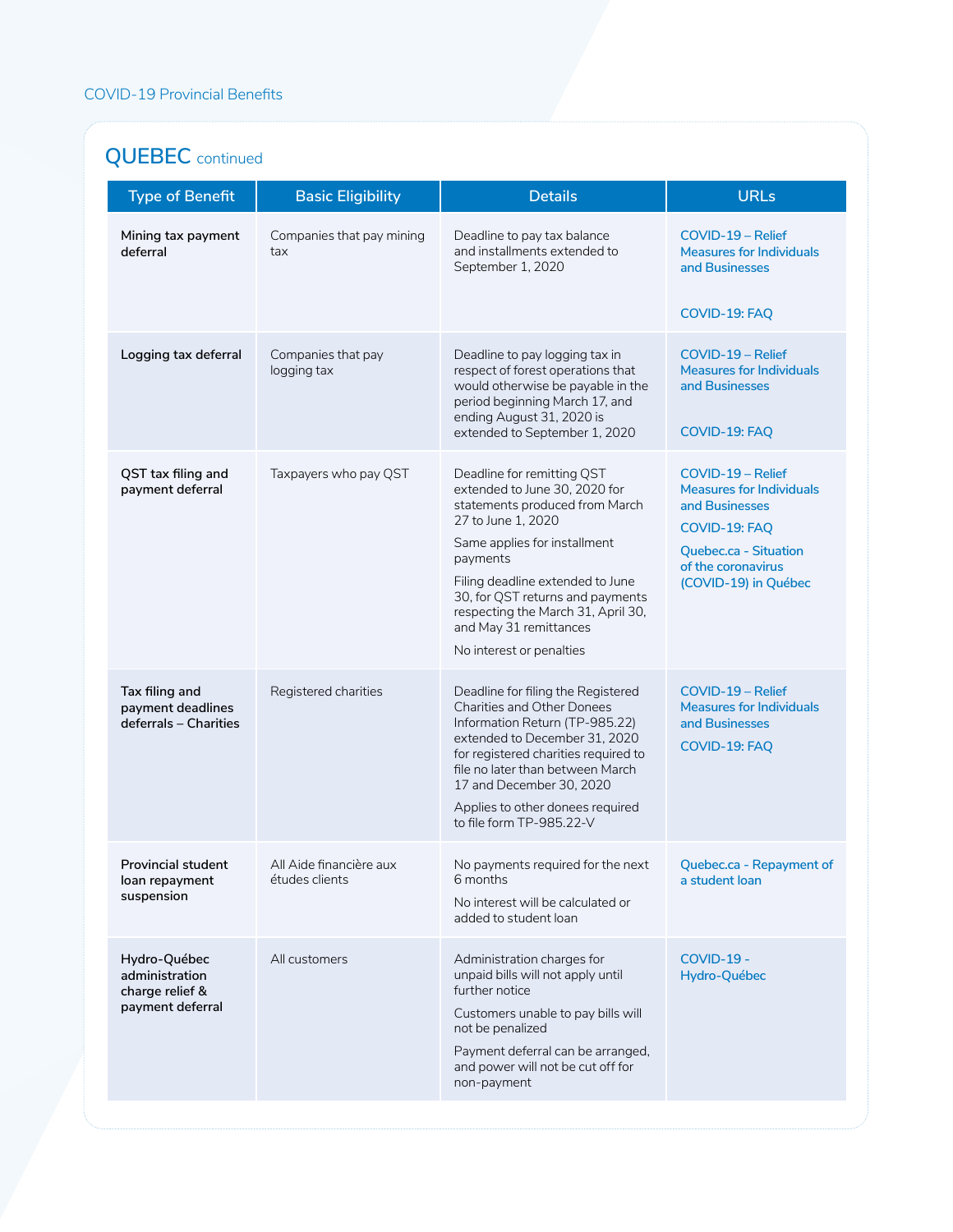COVID-19 Provincial Benefits

## QUEBEC continued

| Type of Benefit | Basic Eligibility | Details | URLs |
| --- | --- | --- | --- |
| **Mining tax payment deferral** | Companies that pay mining tax | Deadline to pay tax balance and installments extended to September 1, 2020 | COVID-19 – Relief Measures for Individuals and Businesses<br><br>COVID-19: FAQ |
| **Logging tax deferral** | Companies that pay logging tax | Deadline to pay logging tax in respect of forest operations that would otherwise be payable in the period beginning March 17, and ending August 31, 2020 is extended to September 1, 2020 | COVID-19 – Relief Measures for Individuals and Businesses<br><br>COVID-19: FAQ |
| **QST tax filing and payment deferral** | Taxpayers who pay QST | Deadline for remitting QST extended to June 30, 2020 for statements produced from March 27 to June 1, 2020<br><br>Same applies for installment payments<br><br>Filing deadline extended to June 30, for QST returns and payments respecting the March 31, April 30, and May 31 remittances<br><br>No interest or penalties | COVID-19 – Relief Measures for Individuals and Businesses<br><br>COVID-19: FAQ<br><br>Quebec.ca - Situation of the coronavirus (COVID-19) in Québec |
| **Tax filing and payment deadlines deferrals – Charities** | Registered charities | Deadline for filing the Registered Charities and Other Donees Information Return (TP-985.22) extended to December 31, 2020 for registered charities required to file no later than between March 17 and December 30, 2020<br><br>Applies to other donees required to file form TP-985.22-V | COVID-19 – Relief Measures for Individuals and Businesses<br><br>COVID-19: FAQ |
| **Provincial student loan repayment suspension** | All Aide financière aux études clients | No payments required for the next 6 months<br><br>No interest will be calculated or added to student loan | Quebec.ca - Repayment of a student loan |
| **Hydro-Québec administration charge relief & payment deferral** | All customers | Administration charges for unpaid bills will not apply until further notice<br><br>Customers unable to pay bills will not be penalized<br><br>Payment deferral can be arranged, and power will not be cut off for non-payment | COVID-19 - Hydro-Québec |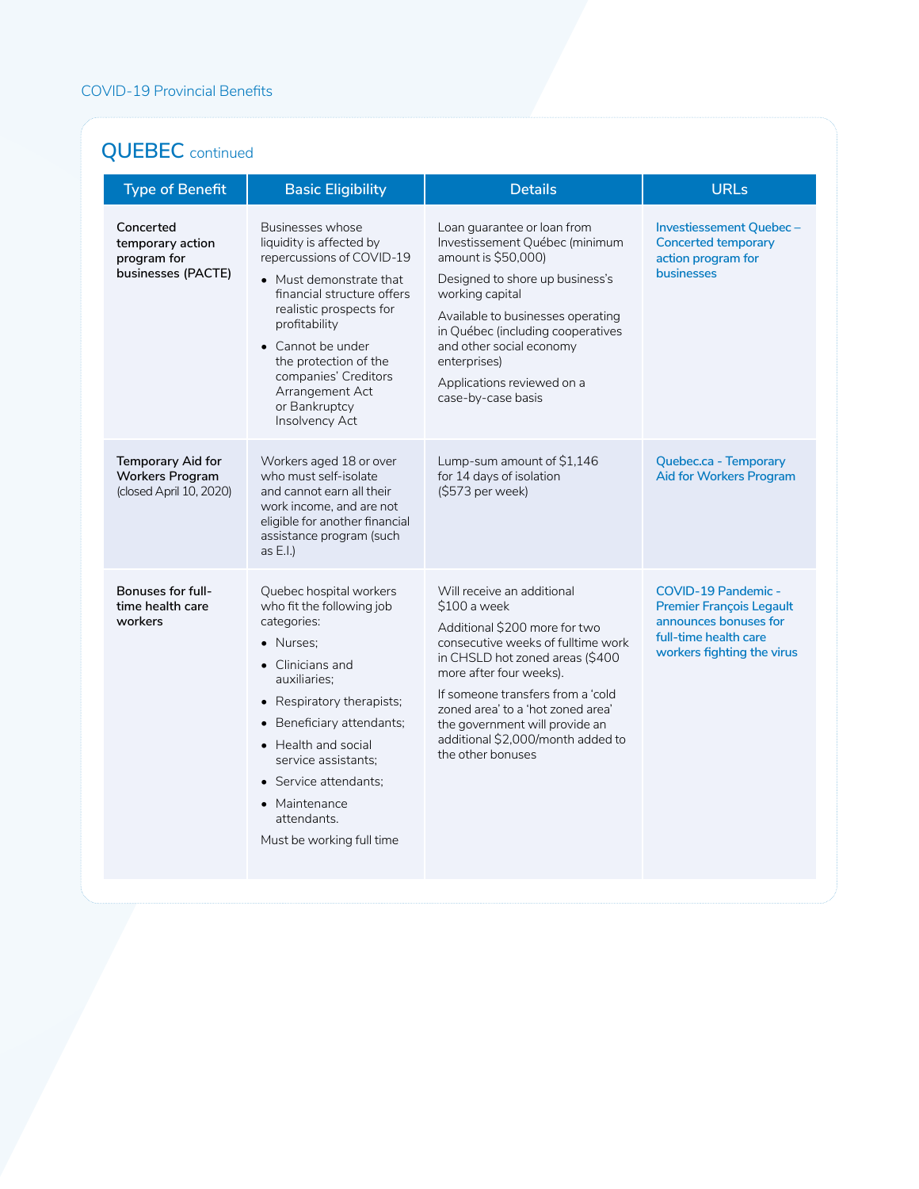## QUEBEC continued

| Type of Benefit | Basic Eligibility | Details | URLs |
|---|---|---|---|
| **Concerted temporary action program for businesses (PACTE)** | Businesses whose liquidity is affected by repercussions of COVID-19<br>• Must demonstrate that financial structure offers realistic prospects for profitability<br>• Cannot be under the protection of the companies' Creditors Arrangement Act or Bankruptcy Insolvency Act | Loan guarantee or loan from Investissement Québec (minimum amount is $50,000)<br>Designed to shore up business's working capital<br>Available to businesses operating in Québec (including cooperatives and other social economy enterprises)<br>Applications reviewed on a case-by-case basis | Investiessement Quebec – Concerted temporary action program for businesses |
| **Temporary Aid for Workers Program** (closed April 10, 2020) | Workers aged 18 or over who must self-isolate and cannot earn all their work income, and are not eligible for another financial assistance program (such as E.I.) | Lump-sum amount of $1,146 for 14 days of isolation ($573 per week) | Quebec.ca - Temporary Aid for Workers Program |
| **Bonuses for full-time health care workers** | Quebec hospital workers who fit the following job categories:<br>• Nurses;<br>• Clinicians and auxiliaries;<br>• Respiratory therapists;<br>• Beneficiary attendants;<br>• Health and social service assistants;<br>• Service attendants;<br>• Maintenance attendants.<br>Must be working full time | Will receive an additional $100 a week<br>Additional $200 more for two consecutive weeks of fulltime work in CHSLD hot zoned areas ($400 more after four weeks).<br>If someone transfers from a 'cold zoned area' to a 'hot zoned area' the government will provide an additional $2,000/month added to the other bonuses | COVID-19 Pandemic - Premier François Legault announces bonuses for full-time health care workers fighting the virus |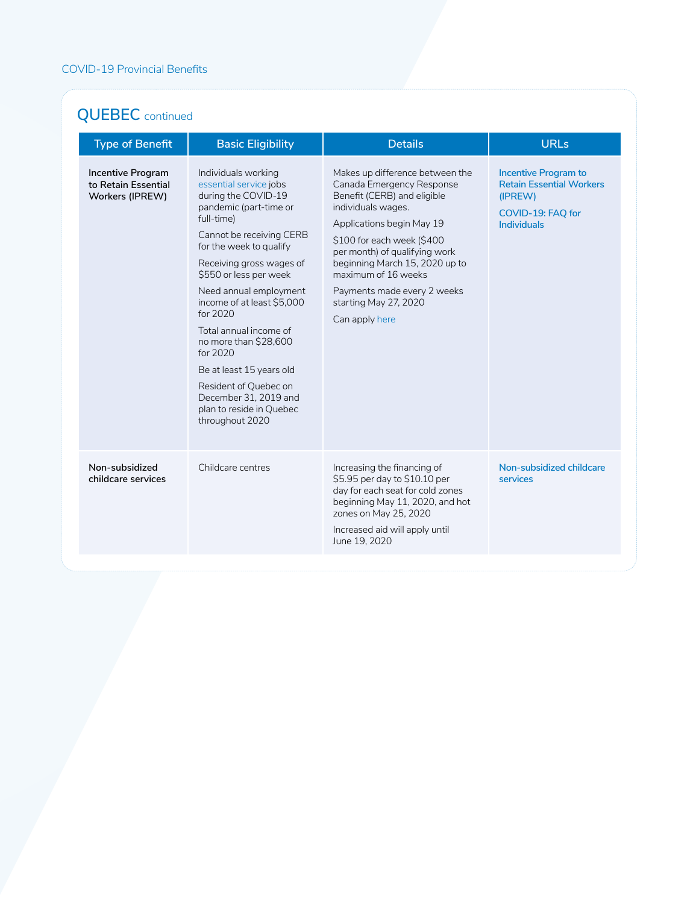## QUEBEC continued

| Type of Benefit | Basic Eligibility | Details | URLs |
|---|---|---|---|
| **Incentive Program to Retain Essential Workers (IPREW)** | Individuals working essential service jobs during the COVID-19 pandemic (part-time or full-time)<br><br>Cannot be receiving CERB for the week to qualify<br><br>Receiving gross wages of $550 or less per week<br><br>Need annual employment income of at least $5,000 for 2020<br><br>Total annual income of no more than $28,600 for 2020<br><br>Be at least 15 years old<br><br>Resident of Quebec on December 31, 2019 and plan to reside in Quebec throughout 2020 | Makes up difference between the Canada Emergency Response Benefit (CERB) and eligible individuals wages.<br><br>Applications begin May 19<br><br>$100 for each week ($400 per month) of qualifying work beginning March 15, 2020 up to maximum of 16 weeks<br><br>Payments made every 2 weeks starting May 27, 2020<br><br>Can apply here | Incentive Program to Retain Essential Workers (IPREW)<br><br>COVID-19: FAQ for Individuals |
| **Non-subsidized childcare services** | Childcare centres | Increasing the financing of $5.95 per day to $10.10 per day for each seat for cold zones beginning May 11, 2020, and hot zones on May 25, 2020<br><br>Increased aid will apply until June 19, 2020 | Non-subsidized childcare services |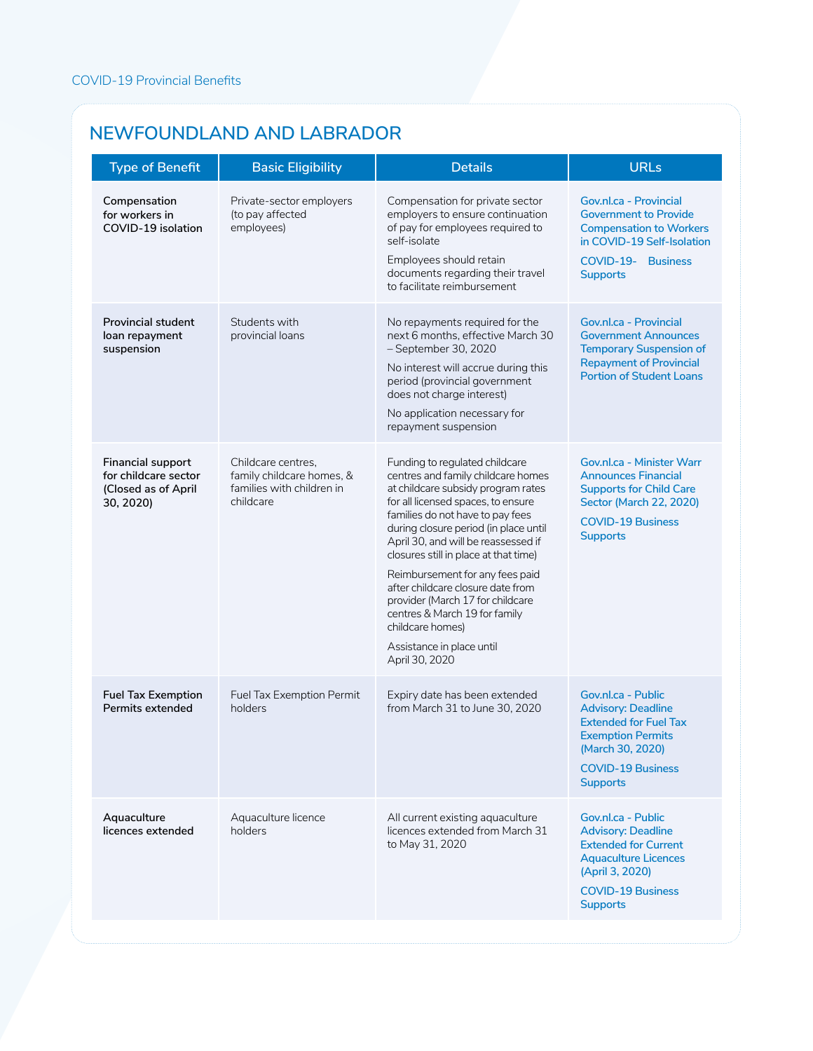## NEWFOUNDLAND AND LABRADOR

| Type of Benefit | Basic Eligibility | Details | URLs |
|---|---|---|---|
| **Compensation for workers in COVID-19 isolation** | Private-sector employers (to pay affected employees) | Compensation for private sector employers to ensure continuation of pay for employees required to self-isolate<br><br>Employees should retain documents regarding their travel to facilitate reimbursement | Gov.nl.ca - Provincial Government to Provide Compensation to Workers in COVID-19 Self-Isolation<br><br>COVID-19- Business Supports |
| **Provincial student loan repayment suspension** | Students with provincial loans | No repayments required for the next 6 months, effective March 30 – September 30, 2020<br><br>No interest will accrue during this period (provincial government does not charge interest)<br><br>No application necessary for repayment suspension | Gov.nl.ca - Provincial Government Announces Temporary Suspension of Repayment of Provincial Portion of Student Loans |
| **Financial support for childcare sector (Closed as of April 30, 2020)** | Childcare centres, family childcare homes, & families with children in childcare | Funding to regulated childcare centres and family childcare homes at childcare subsidy program rates for all licensed spaces, to ensure families do not have to pay fees during closure period (in place until April 30, and will be reassessed if closures still in place at that time)<br><br>Reimbursement for any fees paid after childcare closure date from provider (March 17 for childcare centres & March 19 for family childcare homes)<br><br>Assistance in place until April 30, 2020 | Gov.nl.ca - Minister Warr Announces Financial Supports for Child Care Sector (March 22, 2020)<br><br>COVID-19 Business Supports |
| **Fuel Tax Exemption Permits extended** | Fuel Tax Exemption Permit holders | Expiry date has been extended from March 31 to June 30, 2020 | Gov.nl.ca - Public Advisory: Deadline Extended for Fuel Tax Exemption Permits (March 30, 2020)<br><br>COVID-19 Business Supports |
| **Aquaculture licences extended** | Aquaculture licence holders | All current existing aquaculture licences extended from March 31 to May 31, 2020 | Gov.nl.ca - Public Advisory: Deadline Extended for Current Aquaculture Licences (April 3, 2020)<br><br>COVID-19 Business Supports |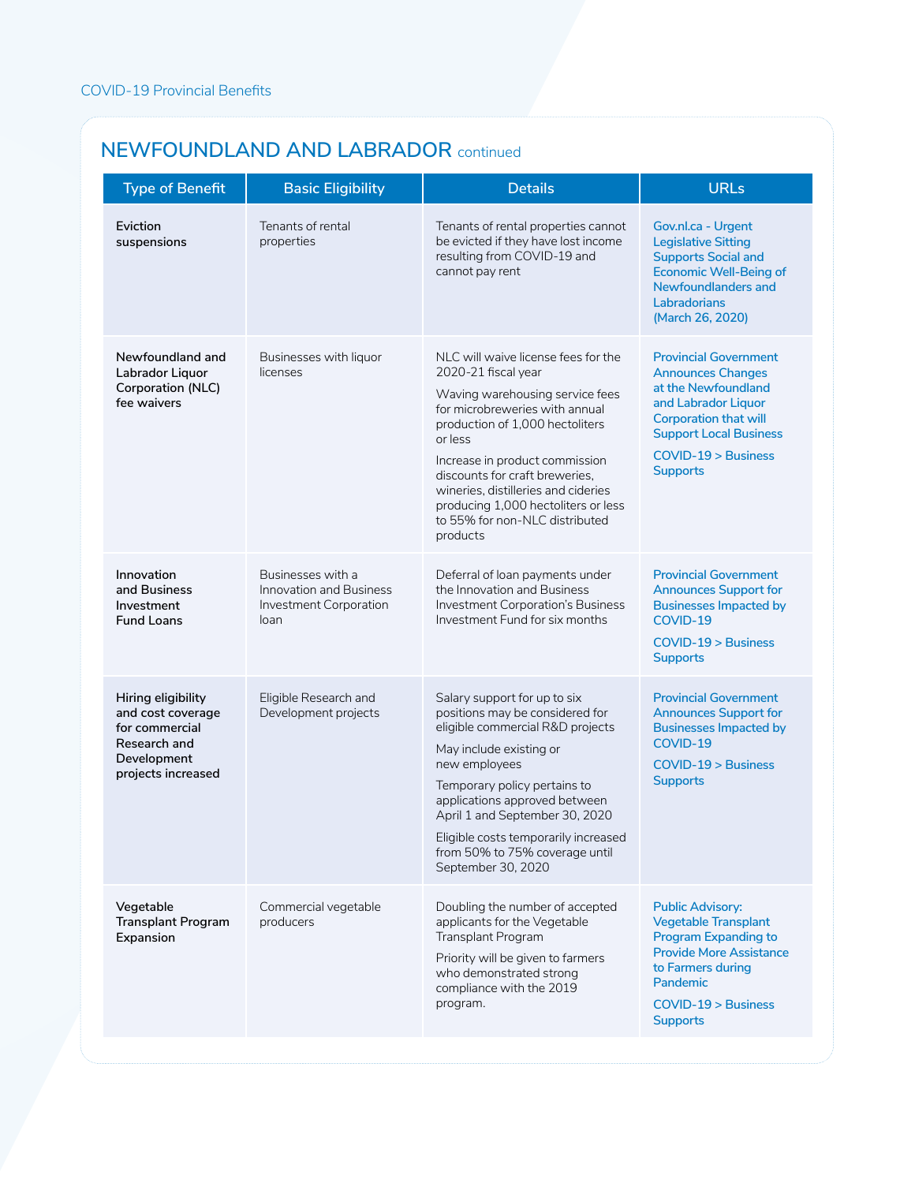## NEWFOUNDLAND AND LABRADOR continued

| Type of Benefit | Basic Eligibility | Details | URLs |
|---|---|---|---|
| **Eviction suspensions** | Tenants of rental properties | Tenants of rental properties cannot be evicted if they have lost income resulting from COVID-19 and cannot pay rent | Gov.nl.ca - Urgent Legislative Sitting Supports Social and Economic Well-Being of Newfoundlanders and Labradorians (March 26, 2020) |
| **Newfoundland and Labrador Liquor Corporation (NLC) fee waivers** | Businesses with liquor licenses | NLC will waive license fees for the 2020-21 fiscal year<br>Waving warehousing service fees for microbreweries with annual production of 1,000 hectoliters or less<br>Increase in product commission discounts for craft breweries, wineries, distilleries and cideries producing 1,000 hectoliters or less to 55% for non-NLC distributed products | Provincial Government Announces Changes at the Newfoundland and Labrador Liquor Corporation that will Support Local Business<br>COVID-19 > Business Supports |
| **Innovation and Business Investment Fund Loans** | Businesses with a Innovation and Business Investment Corporation loan | Deferral of loan payments under the Innovation and Business Investment Corporation's Business Investment Fund for six months | Provincial Government Announces Support for Businesses Impacted by COVID-19<br>COVID-19 > Business Supports |
| **Hiring eligibility and cost coverage for commercial Research and Development projects increased** | Eligible Research and Development projects | Salary support for up to six positions may be considered for eligible commercial R&D projects<br>May include existing or new employees<br>Temporary policy pertains to applications approved between April 1 and September 30, 2020<br>Eligible costs temporarily increased from 50% to 75% coverage until September 30, 2020 | Provincial Government Announces Support for Businesses Impacted by COVID-19<br>COVID-19 > Business Supports |
| **Vegetable Transplant Program Expansion** | Commercial vegetable producers | Doubling the number of accepted applicants for the Vegetable Transplant Program<br>Priority will be given to farmers who demonstrated strong compliance with the 2019 program. | Public Advisory: Vegetable Transplant Program Expanding to Provide More Assistance to Farmers during Pandemic<br>COVID-19 > Business Supports |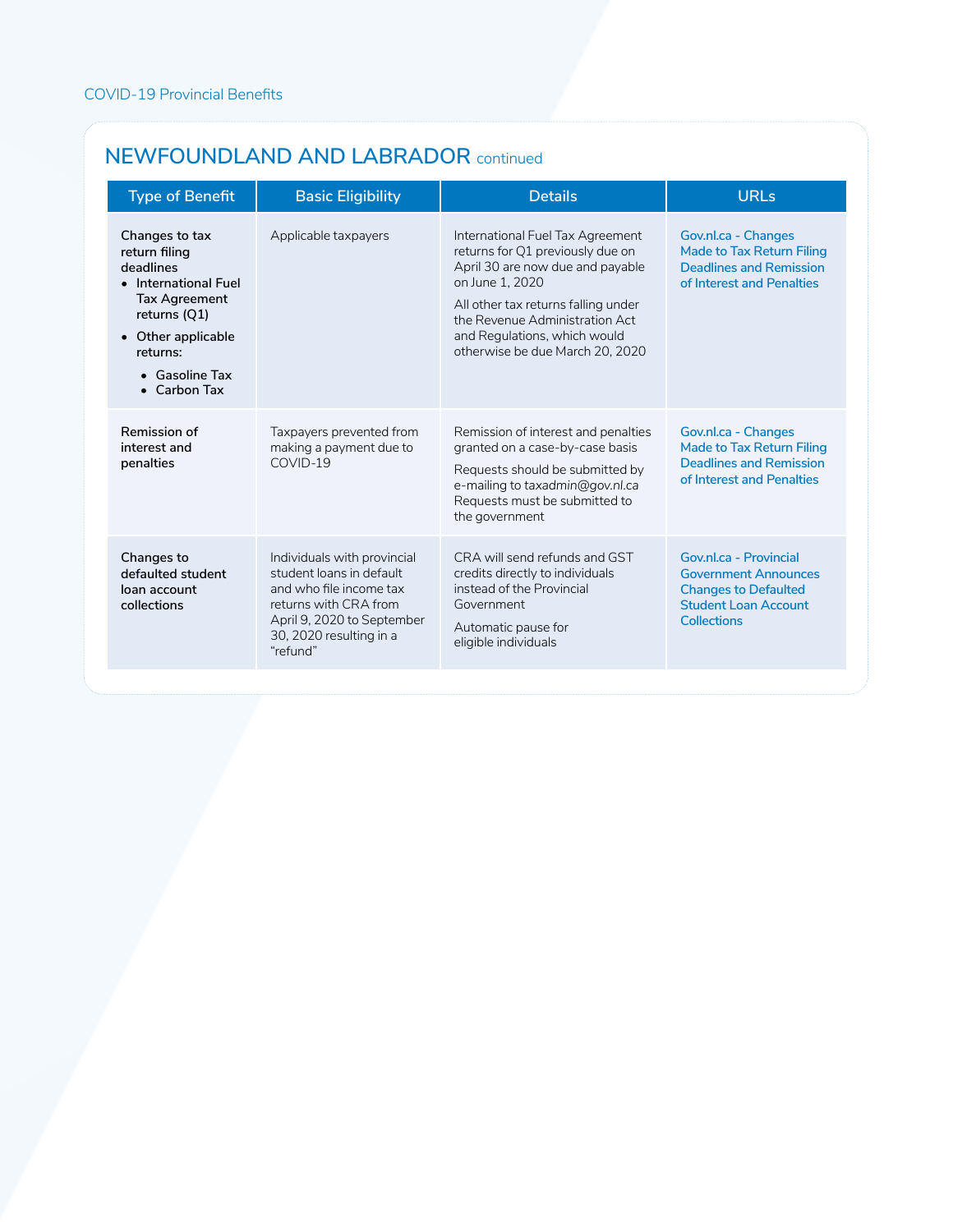## NEWFOUNDLAND AND LABRADOR continued

| Type of Benefit | Basic Eligibility | Details | URLs |
|---|---|---|---|
| **Changes to tax return filing deadlines**<br>• **International Fuel Tax Agreement returns (Q1)**<br>• **Other applicable returns:**<br>  • **Gasoline Tax**<br>  • **Carbon Tax** | Applicable taxpayers | International Fuel Tax Agreement returns for Q1 previously due on April 30 are now due and payable on June 1, 2020<br><br>All other tax returns falling under the Revenue Administration Act and Regulations, which would otherwise be due March 20, 2020 | Gov.nl.ca - Changes Made to Tax Return Filing Deadlines and Remission of Interest and Penalties |
| **Remission of interest and penalties** | Taxpayers prevented from making a payment due to COVID-19 | Remission of interest and penalties granted on a case-by-case basis<br><br>Requests should be submitted by e-mailing to *taxadmin@gov.nl.ca* Requests must be submitted to the government | Gov.nl.ca - Changes Made to Tax Return Filing Deadlines and Remission of Interest and Penalties |
| **Changes to defaulted student loan account collections** | Individuals with provincial student loans in default and who file income tax returns with CRA from April 9, 2020 to September 30, 2020 resulting in a "refund" | CRA will send refunds and GST credits directly to individuals instead of the Provincial Government<br><br>Automatic pause for eligible individuals | Gov.nl.ca - Provincial Government Announces Changes to Defaulted Student Loan Account Collections |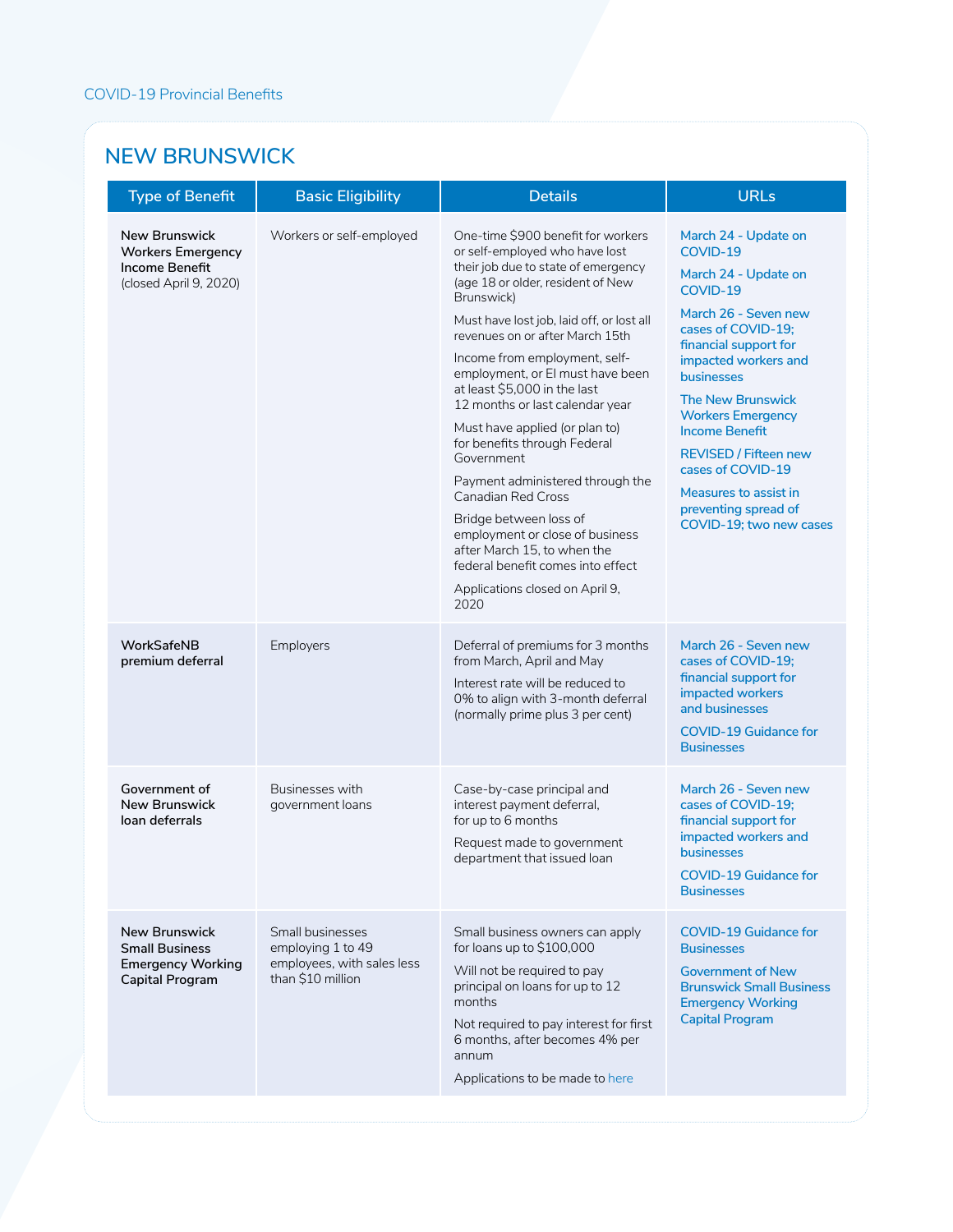COVID-19 Provincial Benefits

## NEW BRUNSWICK

| Type of Benefit | Basic Eligibility | Details | URLs |
|---|---|---|---|
| **New Brunswick Workers Emergency Income Benefit** (closed April 9, 2020) | Workers or self-employed | One-time $900 benefit for workers or self-employed who have lost their job due to state of emergency (age 18 or older, resident of New Brunswick)<br><br>Must have lost job, laid off, or lost all revenues on or after March 15th<br><br>Income from employment, self-employment, or EI must have been at least $5,000 in the last 12 months or last calendar year<br><br>Must have applied (or plan to) for benefits through Federal Government<br><br>Payment administered through the Canadian Red Cross<br><br>Bridge between loss of employment or close of business after March 15, to when the federal benefit comes into effect<br><br>Applications closed on April 9, 2020 | March 24 - Update on COVID-19<br><br>March 24 - Update on COVID-19<br><br>March 26 - Seven new cases of COVID-19; financial support for impacted workers and businesses<br><br>The New Brunswick Workers Emergency Income Benefit<br><br>REVISED / Fifteen new cases of COVID-19<br><br>Measures to assist in preventing spread of COVID-19; two new cases |
| **WorkSafeNB premium deferral** | Employers | Deferral of premiums for 3 months from March, April and May<br><br>Interest rate will be reduced to 0% to align with 3-month deferral (normally prime plus 3 per cent) | March 26 - Seven new cases of COVID-19; financial support for impacted workers and businesses<br><br>COVID-19 Guidance for Businesses |
| **Government of New Brunswick loan deferrals** | Businesses with government loans | Case-by-case principal and interest payment deferral, for up to 6 months<br><br>Request made to government department that issued loan | March 26 - Seven new cases of COVID-19; financial support for impacted workers and businesses<br><br>COVID-19 Guidance for Businesses |
| **New Brunswick Small Business Emergency Working Capital Program** | Small businesses employing 1 to 49 employees, with sales less than $10 million | Small business owners can apply for loans up to $100,000<br><br>Will not be required to pay principal on loans for up to 12 months<br><br>Not required to pay interest for first 6 months, after becomes 4% per annum<br><br>Applications to be made to here | COVID-19 Guidance for Businesses<br><br>Government of New Brunswick Small Business Emergency Working Capital Program |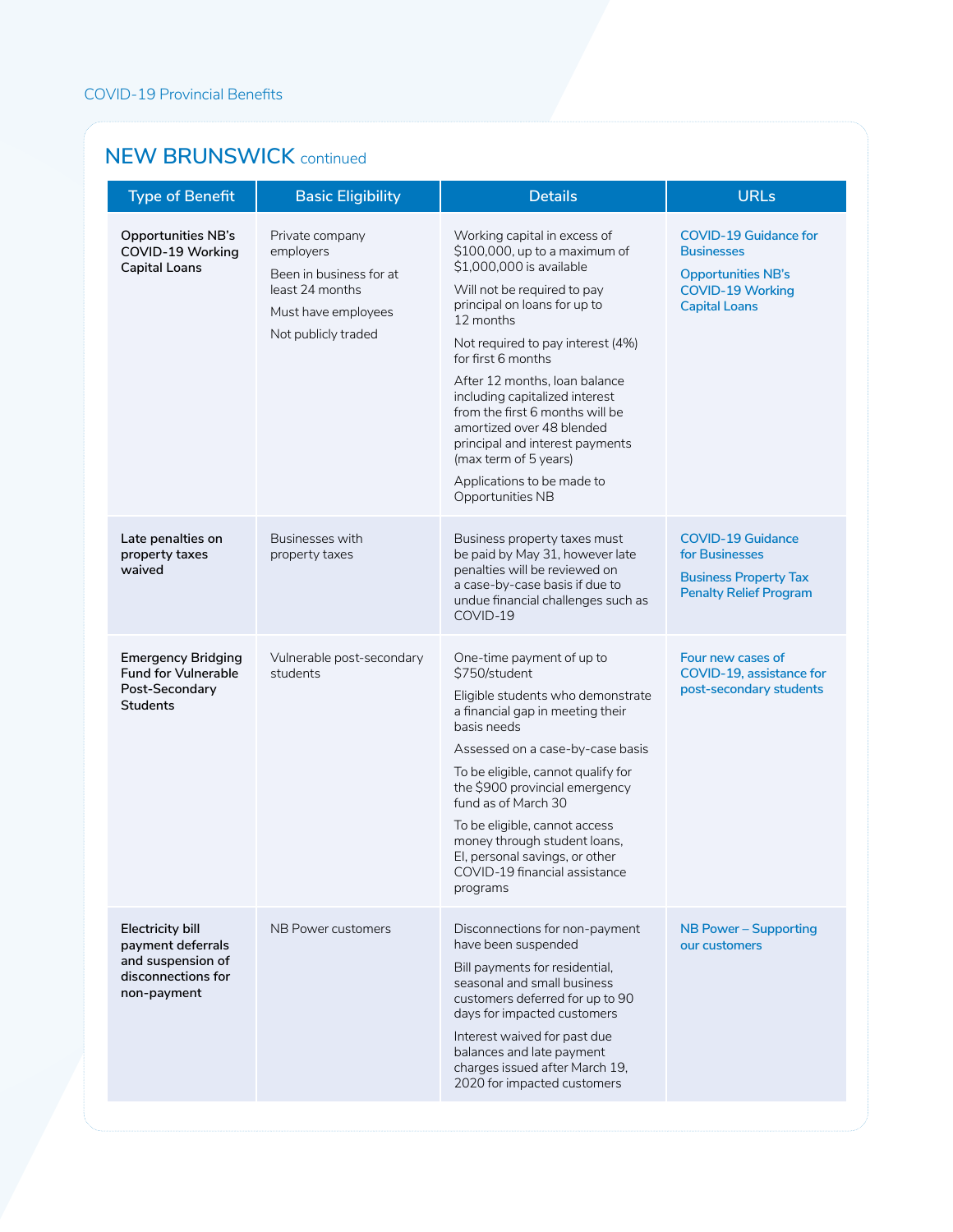## NEW BRUNSWICK continued

| Type of Benefit | Basic Eligibility | Details | URLs |
|---|---|---|---|
| **Opportunities NB's COVID-19 Working Capital Loans** | Private company employers<br>Been in business for at least 24 months<br>Must have employees<br>Not publicly traded | Working capital in excess of $100,000, up to a maximum of $1,000,000 is available<br>Will not be required to pay principal on loans for up to 12 months<br>Not required to pay interest (4%) for first 6 months<br>After 12 months, loan balance including capitalized interest from the first 6 months will be amortized over 48 blended principal and interest payments (max term of 5 years)<br>Applications to be made to Opportunities NB | COVID-19 Guidance for Businesses<br>Opportunities NB's COVID-19 Working Capital Loans |
| **Late penalties on property taxes waived** | Businesses with property taxes | Business property taxes must be paid by May 31, however late penalties will be reviewed on a case-by-case basis if due to undue financial challenges such as COVID-19 | COVID-19 Guidance for Businesses<br>Business Property Tax Penalty Relief Program |
| **Emergency Bridging Fund for Vulnerable Post-Secondary Students** | Vulnerable post-secondary students | One-time payment of up to $750/student<br>Eligible students who demonstrate a financial gap in meeting their basis needs<br>Assessed on a case-by-case basis<br>To be eligible, cannot qualify for the $900 provincial emergency fund as of March 30<br>To be eligible, cannot access money through student loans, EI, personal savings, or other COVID-19 financial assistance programs | Four new cases of COVID-19, assistance for post-secondary students |
| **Electricity bill payment deferrals and suspension of disconnections for non-payment** | NB Power customers | Disconnections for non-payment have been suspended<br>Bill payments for residential, seasonal and small business customers deferred for up to 90 days for impacted customers<br>Interest waived for past due balances and late payment charges issued after March 19, 2020 for impacted customers | NB Power – Supporting our customers |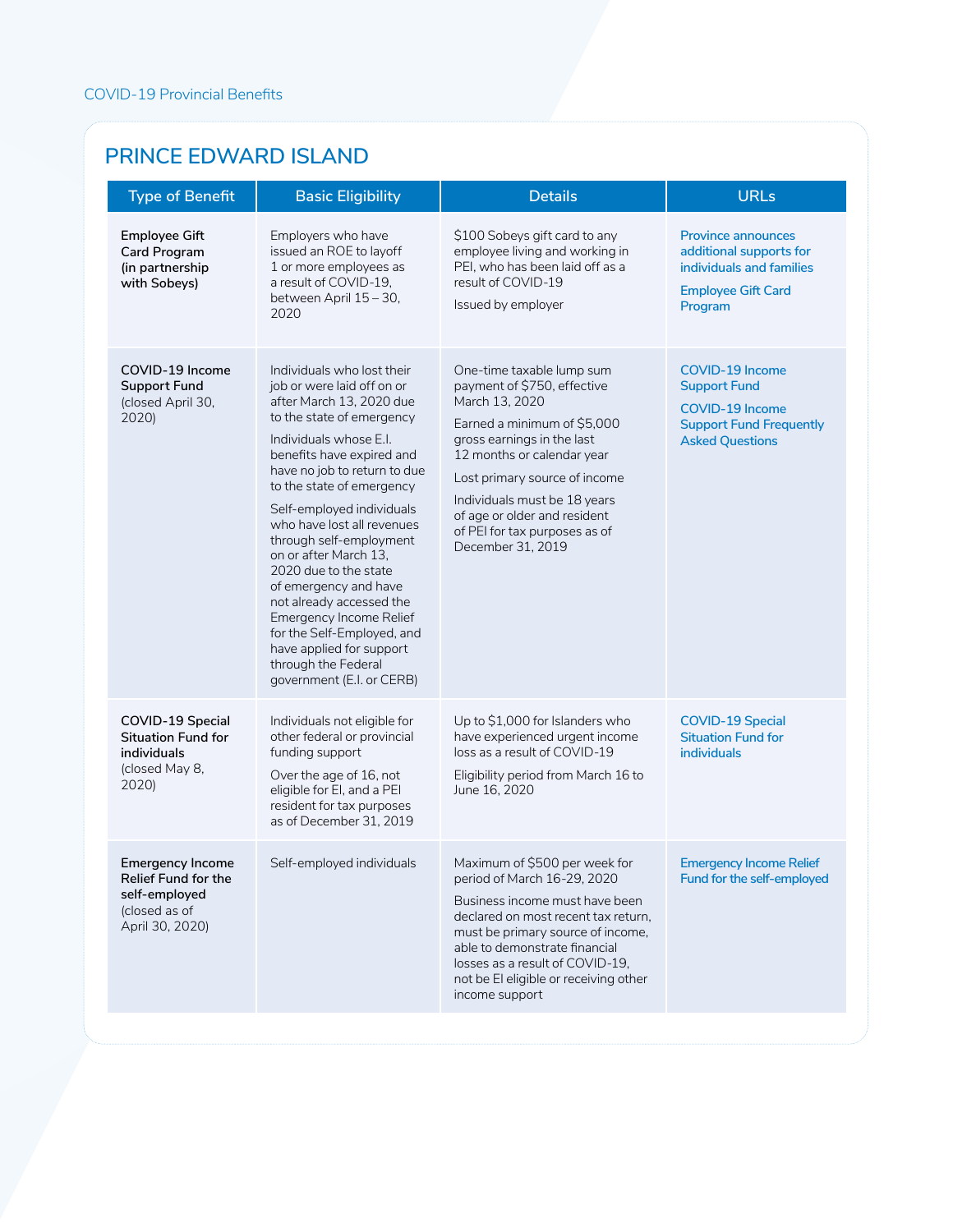# PRINCE EDWARD ISLAND

| Type of Benefit | Basic Eligibility | Details | URLs |
|---|---|---|---|
| **Employee Gift Card Program (in partnership with Sobeys)** | Employers who have issued an ROE to layoff 1 or more employees as a result of COVID-19, between April 15 – 30, 2020 | $100 Sobeys gift card to any employee living and working in PEI, who has been laid off as a result of COVID-19<br><br>Issued by employer | Province announces additional supports for individuals and families<br><br>Employee Gift Card Program |
| **COVID-19 Income Support Fund** (closed April 30, 2020) | Individuals who lost their job or were laid off on or after March 13, 2020 due to the state of emergency<br><br>Individuals whose E.I. benefits have expired and have no job to return to due to the state of emergency<br><br>Self-employed individuals who have lost all revenues through self-employment on or after March 13, 2020 due to the state of emergency and have not already accessed the Emergency Income Relief for the Self-Employed, and have applied for support through the Federal government (E.I. or CERB) | One-time taxable lump sum payment of $750, effective March 13, 2020<br><br>Earned a minimum of $5,000 gross earnings in the last 12 months or calendar year<br><br>Lost primary source of income<br><br>Individuals must be 18 years of age or older and resident of PEI for tax purposes as of December 31, 2019 | COVID-19 Income Support Fund<br><br>COVID-19 Income Support Fund Frequently Asked Questions |
| **COVID-19 Special Situation Fund for individuals** (closed May 8, 2020) | Individuals not eligible for other federal or provincial funding support<br><br>Over the age of 16, not eligible for EI, and a PEI resident for tax purposes as of December 31, 2019 | Up to $1,000 for Islanders who have experienced urgent income loss as a result of COVID-19<br><br>Eligibility period from March 16 to June 16, 2020 | COVID-19 Special Situation Fund for individuals |
| **Emergency Income Relief Fund for the self-employed** (closed as of April 30, 2020) | Self-employed individuals | Maximum of $500 per week for period of March 16-29, 2020<br><br>Business income must have been declared on most recent tax return, must be primary source of income, able to demonstrate financial losses as a result of COVID-19, not be EI eligible or receiving other income support | Emergency Income Relief Fund for the self-employed |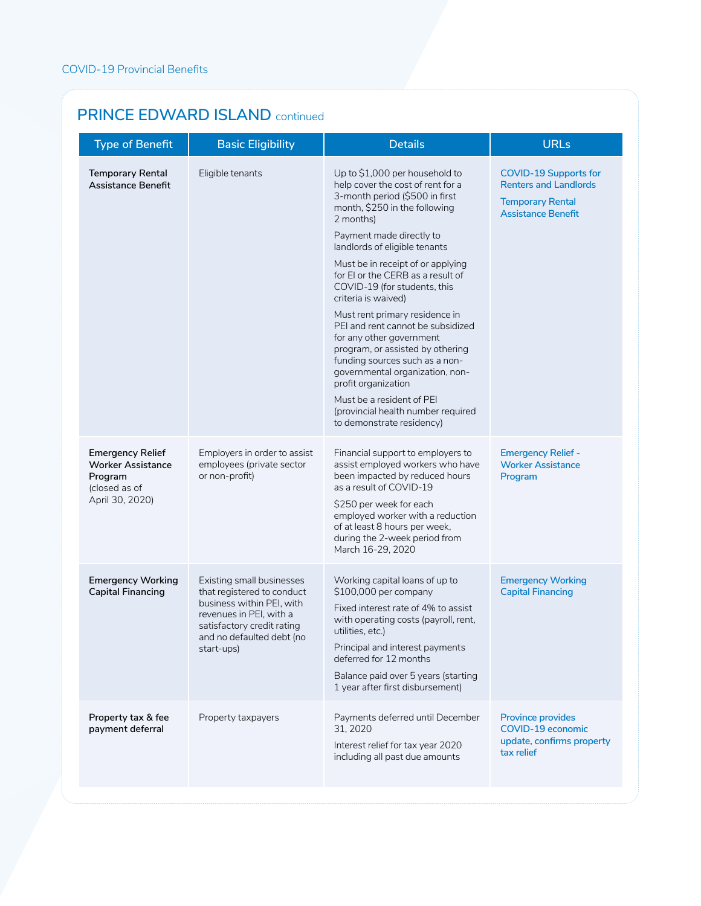COVID-19 Provincial Benefits

## PRINCE EDWARD ISLAND continued

| Type of Benefit | Basic Eligibility | Details | URLs |
| --- | --- | --- | --- |
| **Temporary Rental Assistance Benefit** | Eligible tenants | Up to $1,000 per household to help cover the cost of rent for a 3-month period ($500 in first month, $250 in the following 2 months)<br><br>Payment made directly to landlords of eligible tenants<br><br>Must be in receipt of or applying for EI or the CERB as a result of COVID-19 (for students, this criteria is waived)<br><br>Must rent primary residence in PEI and rent cannot be subsidized for any other government program, or assisted by othering funding sources such as a non-governmental organization, non-profit organization<br><br>Must be a resident of PEI (provincial health number required to demonstrate residency) | COVID-19 Supports for Renters and Landlords<br><br>Temporary Rental Assistance Benefit |
| **Emergency Relief Worker Assistance Program** (closed as of April 30, 2020) | Employers in order to assist employees (private sector or non-profit) | Financial support to employers to assist employed workers who have been impacted by reduced hours as a result of COVID-19<br><br>$250 per week for each employed worker with a reduction of at least 8 hours per week, during the 2-week period from March 16-29, 2020 | Emergency Relief - Worker Assistance Program |
| **Emergency Working Capital Financing** | Existing small businesses that registered to conduct business within PEI, with revenues in PEI, with a satisfactory credit rating and no defaulted debt (no start-ups) | Working capital loans of up to $100,000 per company<br><br>Fixed interest rate of 4% to assist with operating costs (payroll, rent, utilities, etc.)<br><br>Principal and interest payments deferred for 12 months<br><br>Balance paid over 5 years (starting 1 year after first disbursement) | Emergency Working Capital Financing |
| **Property tax & fee payment deferral** | Property taxpayers | Payments deferred until December 31, 2020<br><br>Interest relief for tax year 2020 including all past due amounts | Province provides COVID-19 economic update, confirms property tax relief |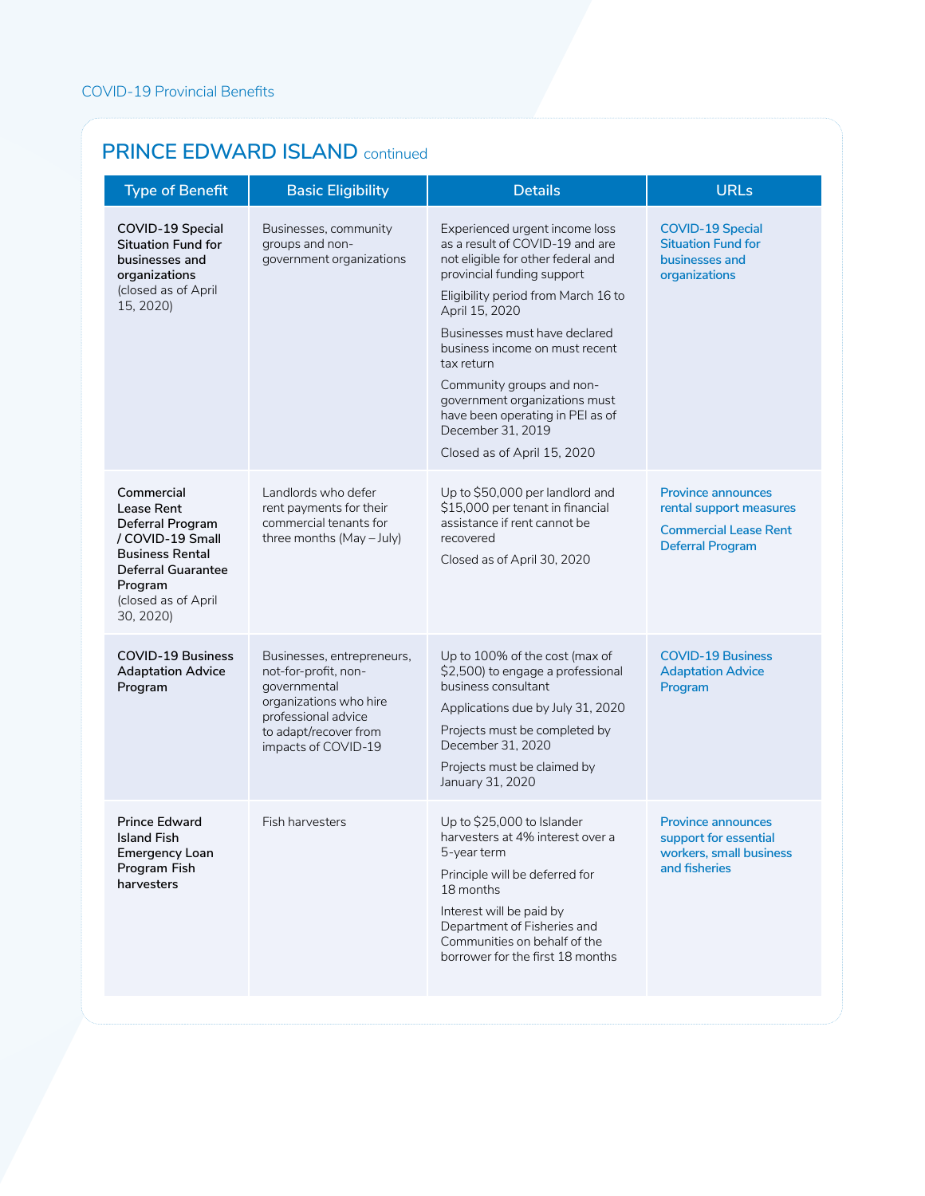## PRINCE EDWARD ISLAND continued

| Type of Benefit | Basic Eligibility | Details | URLs |
|---|---|---|---|
| **COVID-19 Special Situation Fund for businesses and organizations** (closed as of April 15, 2020) | Businesses, community groups and non-government organizations | Experienced urgent income loss as a result of COVID-19 and are not eligible for other federal and provincial funding support<br><br>Eligibility period from March 16 to April 15, 2020<br><br>Businesses must have declared business income on must recent tax return<br><br>Community groups and non-government organizations must have been operating in PEI as of December 31, 2019<br><br>Closed as of April 15, 2020 | COVID-19 Special Situation Fund for businesses and organizations |
| **Commercial Lease Rent Deferral Program / COVID-19 Small Business Rental Deferral Guarantee Program** (closed as of April 30, 2020) | Landlords who defer rent payments for their commercial tenants for three months (May – July) | Up to $50,000 per landlord and $15,000 per tenant in financial assistance if rent cannot be recovered<br><br>Closed as of April 30, 2020 | Province announces rental support measures<br><br>Commercial Lease Rent Deferral Program |
| **COVID-19 Business Adaptation Advice Program** | Businesses, entrepreneurs, not-for-profit, non-governmental organizations who hire professional advice to adapt/recover from impacts of COVID-19 | Up to 100% of the cost (max of $2,500) to engage a professional business consultant<br><br>Applications due by July 31, 2020<br><br>Projects must be completed by December 31, 2020<br><br>Projects must be claimed by January 31, 2020 | COVID-19 Business Adaptation Advice Program |
| **Prince Edward Island Fish Emergency Loan Program Fish harvesters** | Fish harvesters | Up to $25,000 to Islander harvesters at 4% interest over a 5-year term<br><br>Principle will be deferred for 18 months<br><br>Interest will be paid by Department of Fisheries and Communities on behalf of the borrower for the first 18 months | Province announces support for essential workers, small business and fisheries |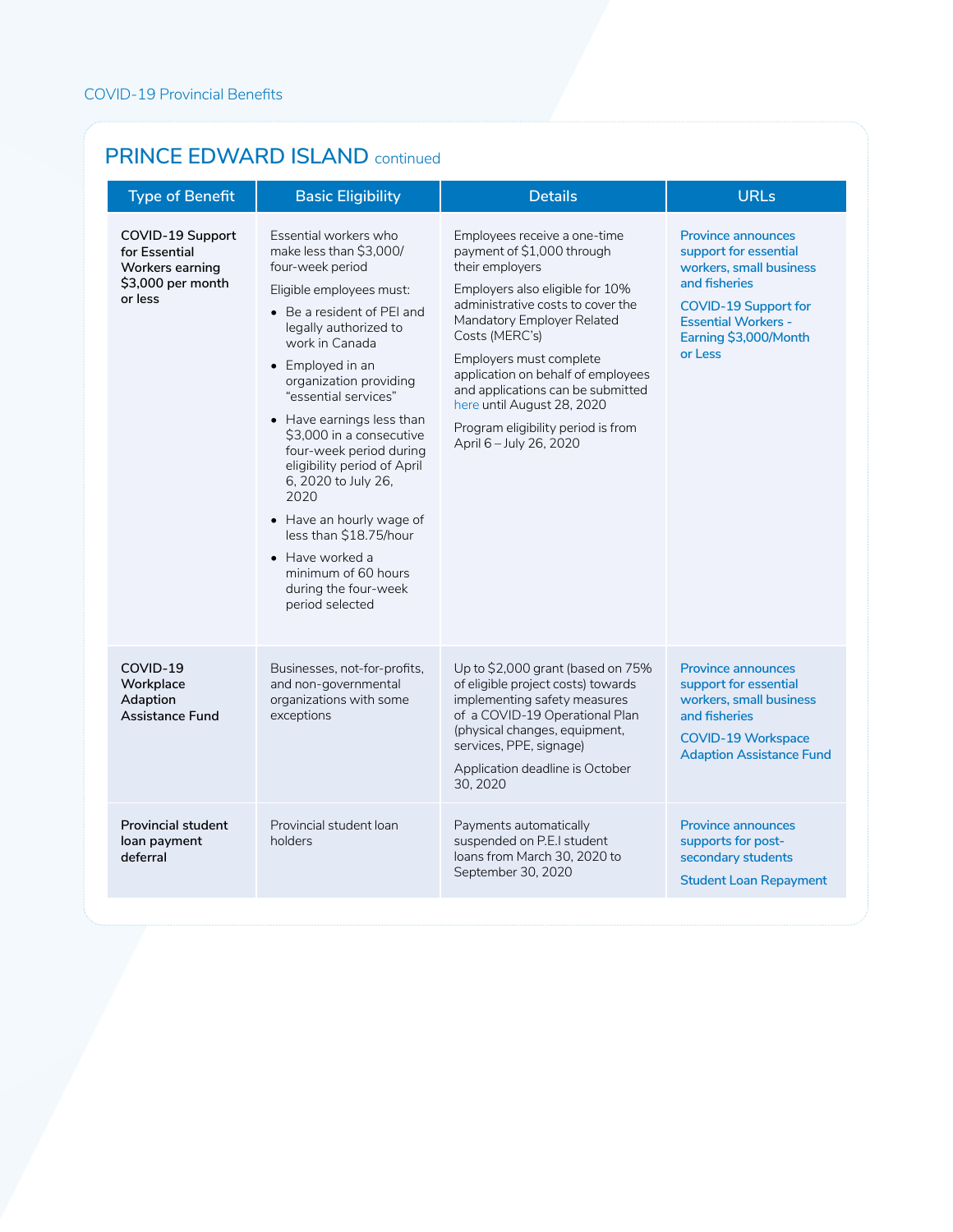## PRINCE EDWARD ISLAND continued

| Type of Benefit | Basic Eligibility | Details | URLs |
|---|---|---|---|
| **COVID-19 Support for Essential Workers earning $3,000 per month or less** | Essential workers who make less than $3,000/ four-week period<br><br>Eligible employees must:<br>• Be a resident of PEI and legally authorized to work in Canada<br>• Employed in an organization providing "essential services"<br>• Have earnings less than $3,000 in a consecutive four-week period during eligibility period of April 6, 2020 to July 26, 2020<br>• Have an hourly wage of less than $18.75/hour<br>• Have worked a minimum of 60 hours during the four-week period selected | Employees receive a one-time payment of $1,000 through their employers<br><br>Employers also eligible for 10% administrative costs to cover the Mandatory Employer Related Costs (MERC's)<br><br>Employers must complete application on behalf of employees and applications can be submitted here until August 28, 2020<br><br>Program eligibility period is from April 6 – July 26, 2020 | Province announces support for essential workers, small business and fisheries<br><br>COVID-19 Support for Essential Workers - Earning $3,000/Month or Less |
| **COVID-19 Workplace Adaption Assistance Fund** | Businesses, not-for-profits, and non-governmental organizations with some exceptions | Up to $2,000 grant (based on 75% of eligible project costs) towards implementing safety measures of a COVID-19 Operational Plan (physical changes, equipment, services, PPE, signage)<br><br>Application deadline is October 30, 2020 | Province announces support for essential workers, small business and fisheries<br><br>COVID-19 Workspace Adaption Assistance Fund |
| **Provincial student loan payment deferral** | Provincial student loan holders | Payments automatically suspended on P.E.I student loans from March 30, 2020 to September 30, 2020 | Province announces supports for post-secondary students<br><br>Student Loan Repayment |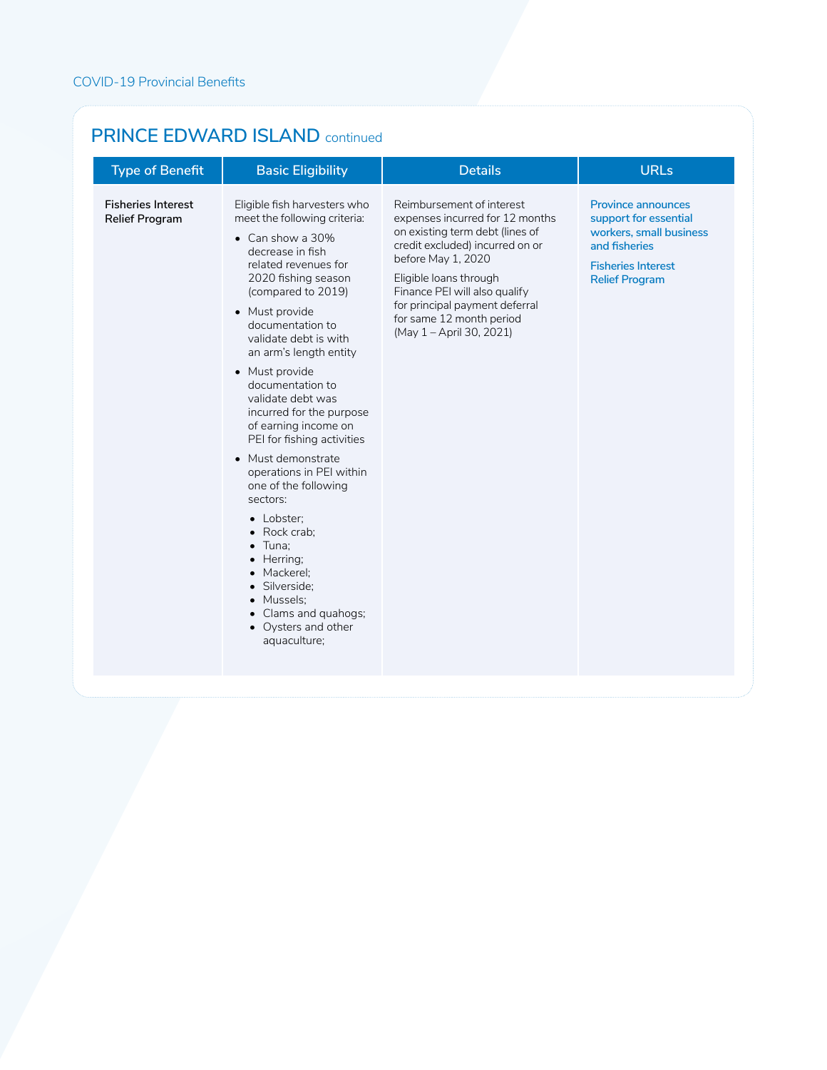## PRINCE EDWARD ISLAND continued

| Type of Benefit | Basic Eligibility | Details | URLs |
|---|---|---|---|
| **Fisheries Interest Relief Program** | Eligible fish harvesters who meet the following criteria:<br>• Can show a 30% decrease in fish related revenues for 2020 fishing season (compared to 2019)<br>• Must provide documentation to validate debt is with an arm's length entity<br>• Must provide documentation to validate debt was incurred for the purpose of earning income on PEI for fishing activities<br>• Must demonstrate operations in PEI within one of the following sectors:<br>  • Lobster;<br>  • Rock crab;<br>  • Tuna;<br>  • Herring;<br>  • Mackerel;<br>  • Silverside;<br>  • Mussels;<br>  • Clams and quahogs;<br>  • Oysters and other aquaculture; | Reimbursement of interest expenses incurred for 12 months on existing term debt (lines of credit excluded) incurred on or before May 1, 2020<br><br>Eligible loans through Finance PEI will also qualify for principal payment deferral for same 12 month period (May 1 – April 30, 2021) | Province announces support for essential workers, small business and fisheries<br><br>Fisheries Interest Relief Program |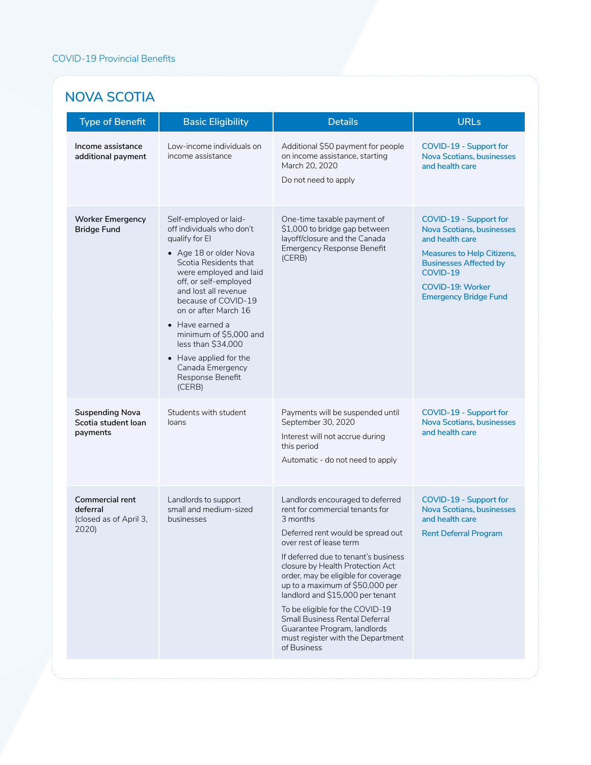# NOVA SCOTIA

| Type of Benefit | Basic Eligibility | Details | URLs |
|---|---|---|---|
| **Income assistance additional payment** | Low-income individuals on income assistance | Additional $50 payment for people on income assistance, starting March 20, 2020<br><br>Do not need to apply | COVID-19 - Support for Nova Scotians, businesses and health care |
| **Worker Emergency Bridge Fund** | Self-employed or laid-off individuals who don't qualify for EI<br><br>• Age 18 or older Nova Scotia Residents that were employed and laid off, or self-employed and lost all revenue because of COVID-19 on or after March 16<br>• Have earned a minimum of $5,000 and less than $34,000<br>• Have applied for the Canada Emergency Response Benefit (CERB) | One-time taxable payment of $1,000 to bridge gap between layoff/closure and the Canada Emergency Response Benefit (CERB) | COVID-19 - Support for Nova Scotians, businesses and health care<br><br>Measures to Help Citizens, Businesses Affected by COVID-19<br><br>COVID-19: Worker Emergency Bridge Fund |
| **Suspending Nova Scotia student loan payments** | Students with student loans | Payments will be suspended until September 30, 2020<br><br>Interest will not accrue during this period<br><br>Automatic - do not need to apply | COVID-19 - Support for Nova Scotians, businesses and health care |
| **Commercial rent deferral** (closed as of April 3, 2020) | Landlords to support small and medium-sized businesses | Landlords encouraged to deferred rent for commercial tenants for 3 months<br><br>Deferred rent would be spread out over rest of lease term<br><br>If deferred due to tenant's business closure by Health Protection Act order, may be eligible for coverage up to a maximum of $50,000 per landlord and $15,000 per tenant<br><br>To be eligible for the COVID-19 Small Business Rental Deferral Guarantee Program, landlords must register with the Department of Business | COVID-19 - Support for Nova Scotians, businesses and health care<br><br>Rent Deferral Program |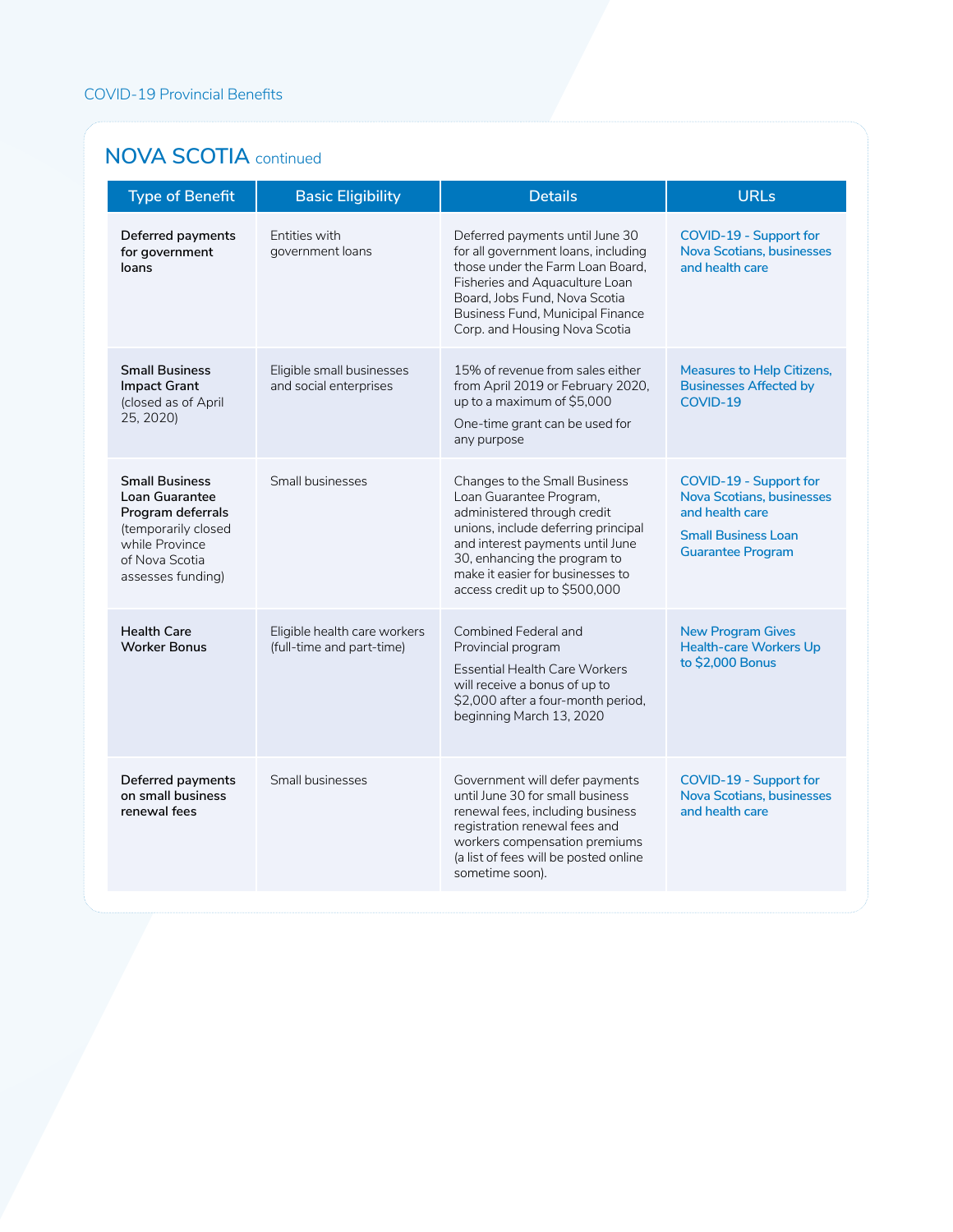## NOVA SCOTIA continued

| Type of Benefit | Basic Eligibility | Details | URLs |
| --- | --- | --- | --- |
| **Deferred payments for government loans** | Entities with government loans | Deferred payments until June 30 for all government loans, including those under the Farm Loan Board, Fisheries and Aquaculture Loan Board, Jobs Fund, Nova Scotia Business Fund, Municipal Finance Corp. and Housing Nova Scotia | COVID-19 - Support for Nova Scotians, businesses and health care |
| **Small Business Impact Grant** (closed as of April 25, 2020) | Eligible small businesses and social enterprises | 15% of revenue from sales either from April 2019 or February 2020, up to a maximum of $5,000<br>One-time grant can be used for any purpose | Measures to Help Citizens, Businesses Affected by COVID-19 |
| **Small Business Loan Guarantee Program deferrals** (temporarily closed while Province of Nova Scotia assesses funding) | Small businesses | Changes to the Small Business Loan Guarantee Program, administered through credit unions, include deferring principal and interest payments until June 30, enhancing the program to make it easier for businesses to access credit up to $500,000 | COVID-19 - Support for Nova Scotians, businesses and health care<br>Small Business Loan Guarantee Program |
| **Health Care Worker Bonus** | Eligible health care workers (full-time and part-time) | Combined Federal and Provincial program<br>Essential Health Care Workers will receive a bonus of up to $2,000 after a four-month period, beginning March 13, 2020 | New Program Gives Health-care Workers Up to $2,000 Bonus |
| **Deferred payments on small business renewal fees** | Small businesses | Government will defer payments until June 30 for small business renewal fees, including business registration renewal fees and workers compensation premiums (a list of fees will be posted online sometime soon). | COVID-19 - Support for Nova Scotians, businesses and health care |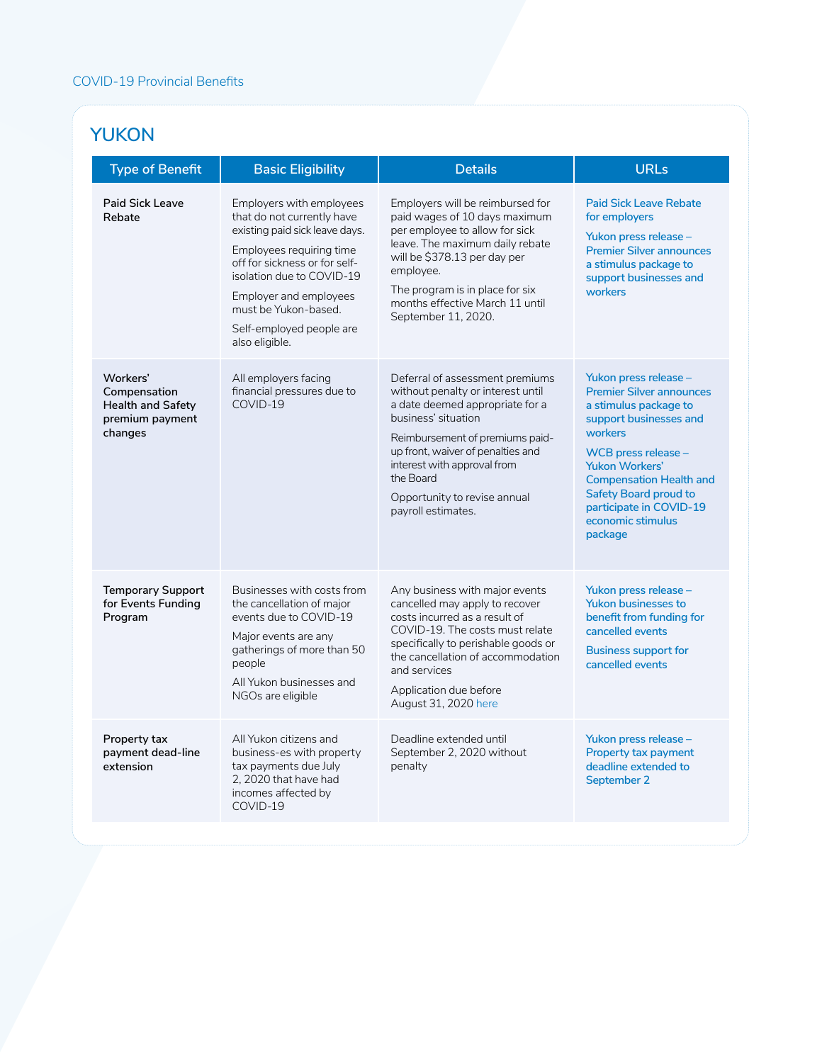## YUKON

| Type of Benefit | Basic Eligibility | Details | URLs |
|---|---|---|---|
| **Paid Sick Leave Rebate** | Employers with employees that do not currently have existing paid sick leave days.<br><br>Employees requiring time off for sickness or for self-isolation due to COVID-19<br><br>Employer and employees must be Yukon-based.<br><br>Self-employed people are also eligible. | Employers will be reimbursed for paid wages of 10 days maximum per employee to allow for sick leave. The maximum daily rebate will be $378.13 per day per employee.<br><br>The program is in place for six months effective March 11 until September 11, 2020. | Paid Sick Leave Rebate for employers<br><br>Yukon press release – Premier Silver announces a stimulus package to support businesses and workers |
| **Workers' Compensation Health and Safety premium payment changes** | All employers facing financial pressures due to COVID-19 | Deferral of assessment premiums without penalty or interest until a date deemed appropriate for a business' situation<br><br>Reimbursement of premiums paid-up front, waiver of penalties and interest with approval from the Board<br><br>Opportunity to revise annual payroll estimates. | Yukon press release – Premier Silver announces a stimulus package to support businesses and workers<br><br>WCB press release – Yukon Workers' Compensation Health and Safety Board proud to participate in COVID-19 economic stimulus package |
| **Temporary Support for Events Funding Program** | Businesses with costs from the cancellation of major events due to COVID-19<br><br>Major events are any gatherings of more than 50 people<br><br>All Yukon businesses and NGOs are eligible | Any business with major events cancelled may apply to recover costs incurred as a result of COVID-19. The costs must relate specifically to perishable goods or the cancellation of accommodation and services<br><br>Application due before August 31, 2020 here | Yukon press release – Yukon businesses to benefit from funding for cancelled events<br><br>Business support for cancelled events |
| **Property tax payment dead-line extension** | All Yukon citizens and business-es with property tax payments due July 2, 2020 that have had incomes affected by COVID-19 | Deadline extended until September 2, 2020 without penalty | Yukon press release – Property tax payment deadline extended to September 2 |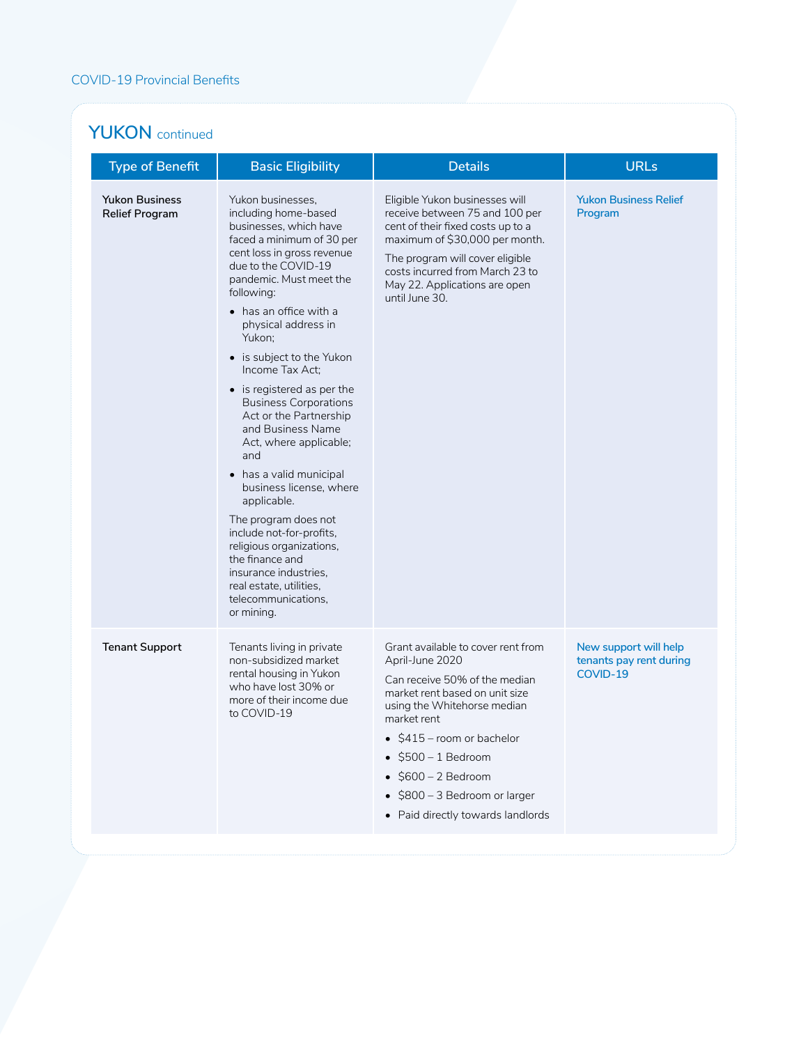## YUKON continued

| Type of Benefit | Basic Eligibility | Details | URLs |
|---|---|---|---|
| **Yukon Business Relief Program** | Yukon businesses, including home-based businesses, which have faced a minimum of 30 per cent loss in gross revenue due to the COVID-19 pandemic. Must meet the following:<br>• has an office with a physical address in Yukon;<br>• is subject to the Yukon Income Tax Act;<br>• is registered as per the Business Corporations Act or the Partnership and Business Name Act, where applicable; and<br>• has a valid municipal business license, where applicable.<br>The program does not include not-for-profits, religious organizations, the finance and insurance industries, real estate, utilities, telecommunications, or mining. | Eligible Yukon businesses will receive between 75 and 100 per cent of their fixed costs up to a maximum of $30,000 per month.<br>The program will cover eligible costs incurred from March 23 to May 22. Applications are open until June 30. | Yukon Business Relief Program |
| **Tenant Support** | Tenants living in private non-subsidized market rental housing in Yukon who have lost 30% or more of their income due to COVID-19 | Grant available to cover rent from April-June 2020<br>Can receive 50% of the median market rent based on unit size using the Whitehorse median market rent<br>• $415 – room or bachelor<br>• $500 – 1 Bedroom<br>• $600 – 2 Bedroom<br>• $800 – 3 Bedroom or larger<br>• Paid directly towards landlords | New support will help tenants pay rent during COVID-19 |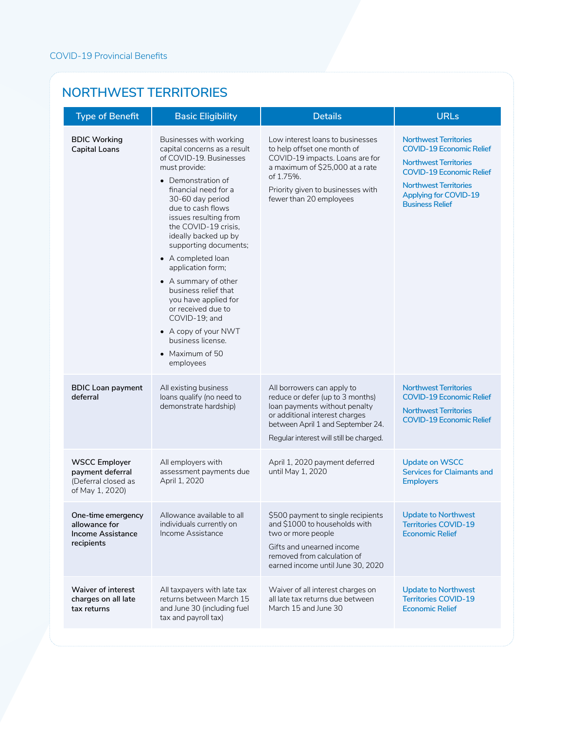COVID-19 Provincial Benefits

## NORTHWEST TERRITORIES

| Type of Benefit | Basic Eligibility | Details | URLs |
| --- | --- | --- | --- |
| **BDIC Working Capital Loans** | Businesses with working capital concerns as a result of COVID-19. Businesses must provide:<br>• Demonstration of financial need for a 30-60 day period due to cash flows issues resulting from the COVID-19 crisis, ideally backed up by supporting documents;<br>• A completed loan application form;<br>• A summary of other business relief that you have applied for or received due to COVID-19; and<br>• A copy of your NWT business license.<br>• Maximum of 50 employees | Low interest loans to businesses to help offset one month of COVID-19 impacts. Loans are for a maximum of $25,000 at a rate of 1.75%.<br>Priority given to businesses with fewer than 20 employees | Northwest Territories COVID-19 Economic Relief<br>Northwest Territories COVID-19 Economic Relief<br>Northwest Territories Applying for COVID-19 Business Relief |
| **BDIC Loan payment deferral** | All existing business loans qualify (no need to demonstrate hardship) | All borrowers can apply to reduce or defer (up to 3 months) loan payments without penalty or additional interest charges between April 1 and September 24.<br>Regular interest will still be charged. | Northwest Territories COVID-19 Economic Relief<br>Northwest Territories COVID-19 Economic Relief |
| **WSCC Employer payment deferral** (Deferral closed as of May 1, 2020) | All employers with assessment payments due April 1, 2020 | April 1, 2020 payment deferred until May 1, 2020 | Update on WSCC Services for Claimants and Employers |
| **One-time emergency allowance for Income Assistance recipients** | Allowance available to all individuals currently on Income Assistance | $500 payment to single recipients and $1000 to households with two or more people<br>Gifts and unearned income removed from calculation of earned income until June 30, 2020 | Update to Northwest Territories COVID-19 Economic Relief |
| **Waiver of interest charges on all late tax returns** | All taxpayers with late tax returns between March 15 and June 30 (including fuel tax and payroll tax) | Waiver of all interest charges on all late tax returns due between March 15 and June 30 | Update to Northwest Territories COVID-19 Economic Relief |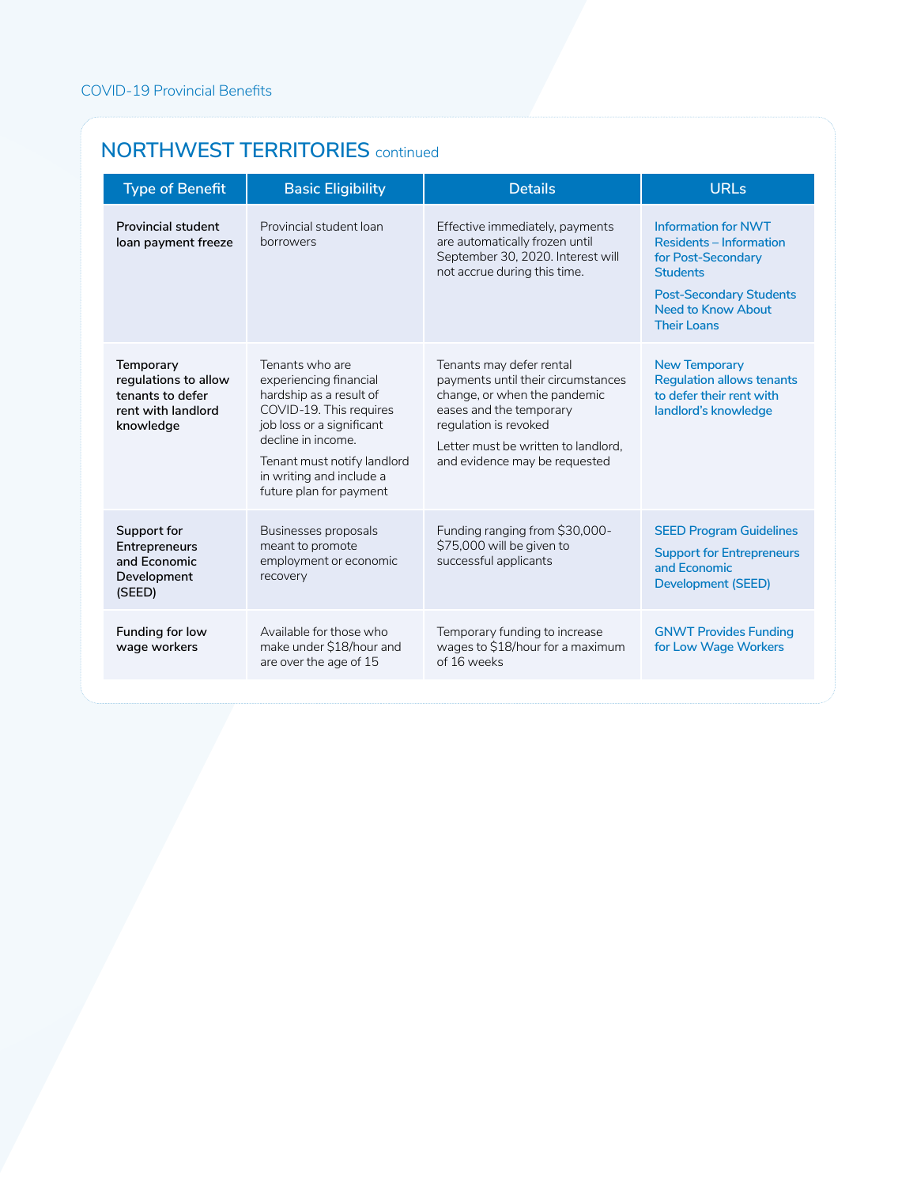## NORTHWEST TERRITORIES continued

| Type of Benefit | Basic Eligibility | Details | URLs |
|---|---|---|---|
| **Provincial student loan payment freeze** | Provincial student loan borrowers | Effective immediately, payments are automatically frozen until September 30, 2020. Interest will not accrue during this time. | Information for NWT Residents – Information for Post-Secondary Students<br><br>Post-Secondary Students Need to Know About Their Loans |
| **Temporary regulations to allow tenants to defer rent with landlord knowledge** | Tenants who are experiencing financial hardship as a result of COVID-19. This requires job loss or a significant decline in income.<br><br>Tenant must notify landlord in writing and include a future plan for payment | Tenants may defer rental payments until their circumstances change, or when the pandemic eases and the temporary regulation is revoked<br><br>Letter must be written to landlord, and evidence may be requested | New Temporary Regulation allows tenants to defer their rent with landlord's knowledge |
| **Support for Entrepreneurs and Economic Development (SEED)** | Businesses proposals meant to promote employment or economic recovery | Funding ranging from $30,000-$75,000 will be given to successful applicants | SEED Program Guidelines<br><br>Support for Entrepreneurs and Economic Development (SEED) |
| **Funding for low wage workers** | Available for those who make under $18/hour and are over the age of 15 | Temporary funding to increase wages to $18/hour for a maximum of 16 weeks | GNWT Provides Funding for Low Wage Workers |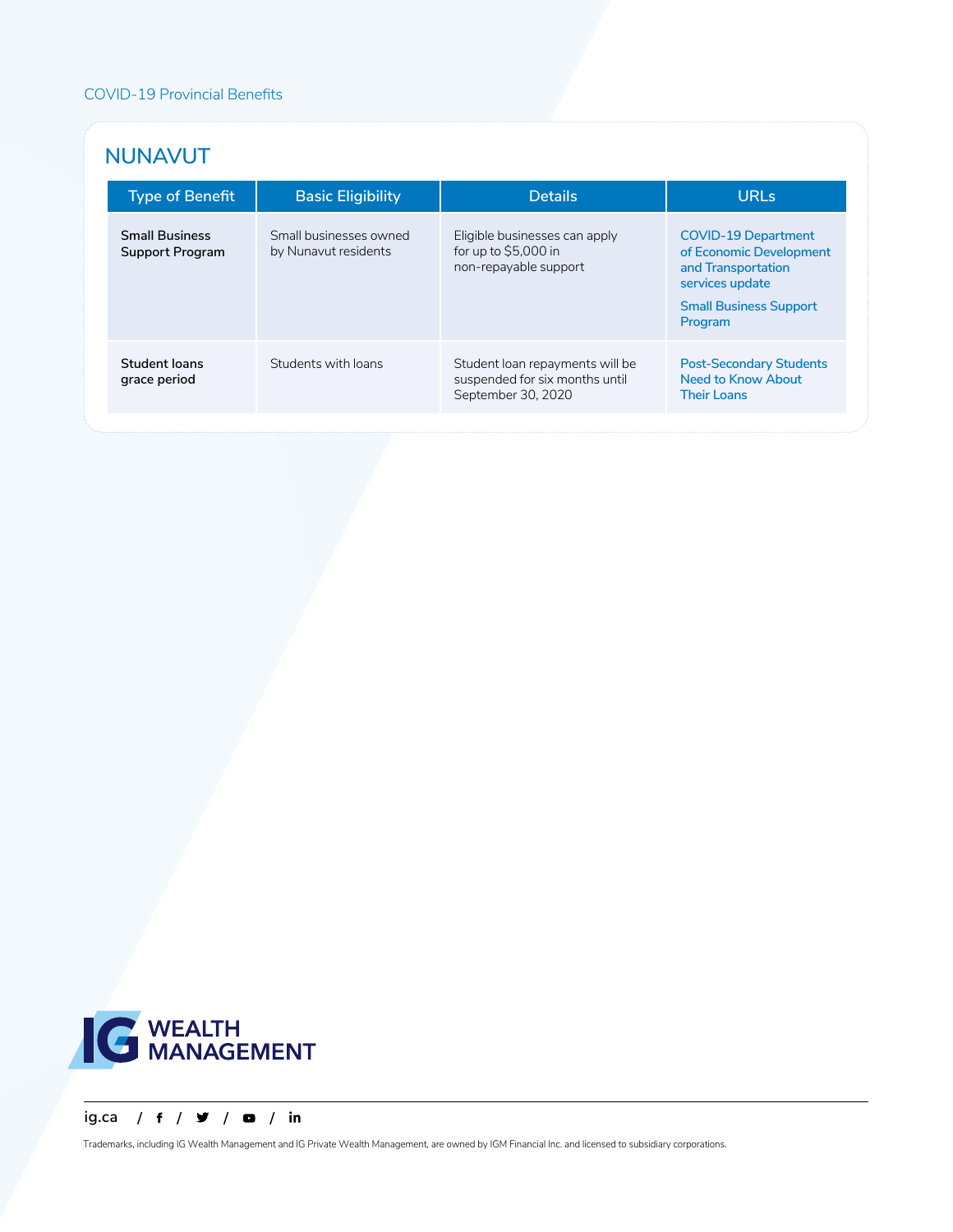## NUNAVUT

| Type of Benefit | Basic Eligibility | Details | URLs |
| --- | --- | --- | --- |
| **Small Business Support Program** | Small businesses owned by Nunavut residents | Eligible businesses can apply for up to $5,000 in non-repayable support | COVID-19 Department of Economic Development and Transportation services update<br>Small Business Support Program |
| **Student loans grace period** | Students with loans | Student loan repayments will be suspended for six months until September 30, 2020 | Post-Secondary Students Need to Know About Their Loans |

IG WEALTH MANAGEMENT

ig.ca / f / / / in

Trademarks, including IG Wealth Management and IG Private Wealth Management, are owned by IGM Financial Inc. and licensed to subsidiary corporations.